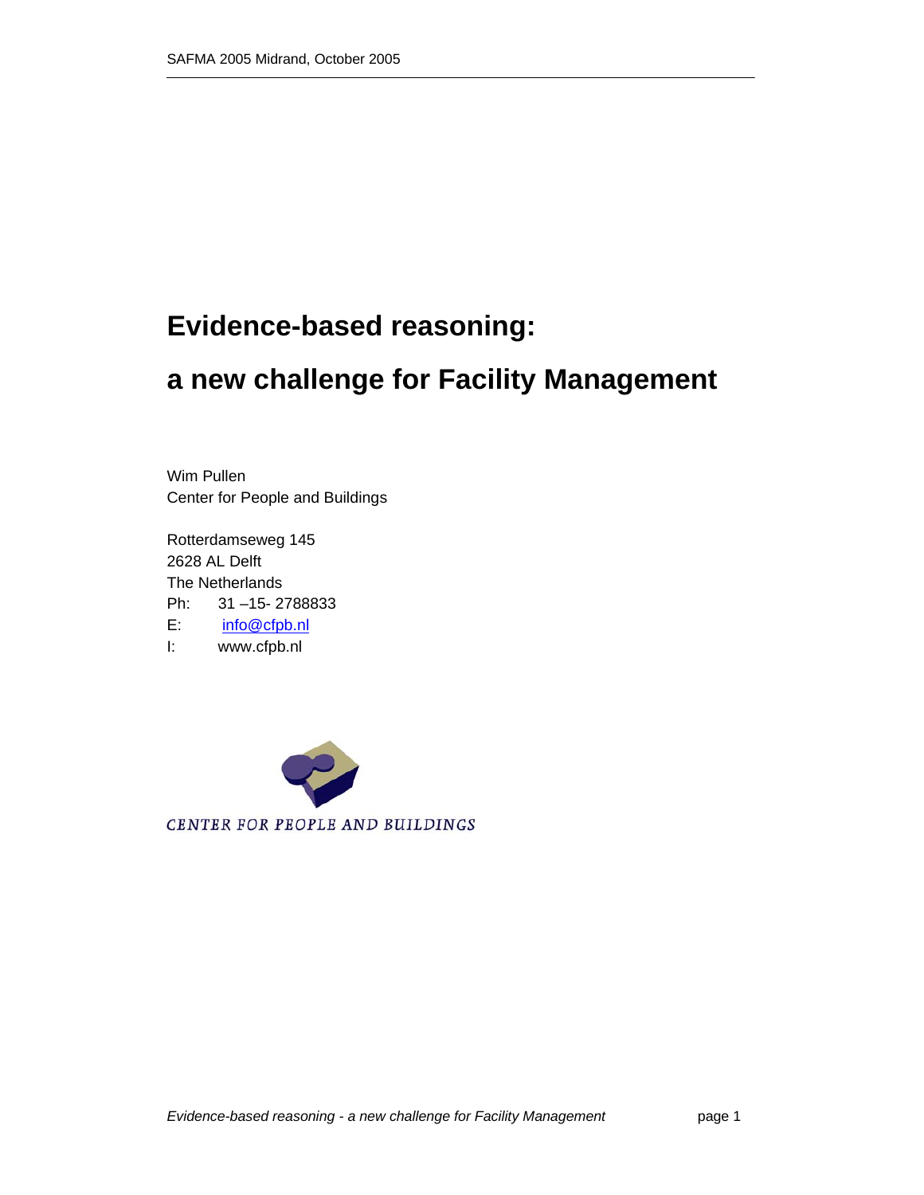# Evidence-based reasoning:

# a new challenge for Facility Management

Wim Pullen
Center for People and Buildings

Rotterdamseweg 145
2628 AL Delft
The Netherlands
Ph: 31 –15- 2788833
E: info@cfpb.nl
I: www.cfpb.nl

CENTER FOR PEOPLE AND BUILDINGS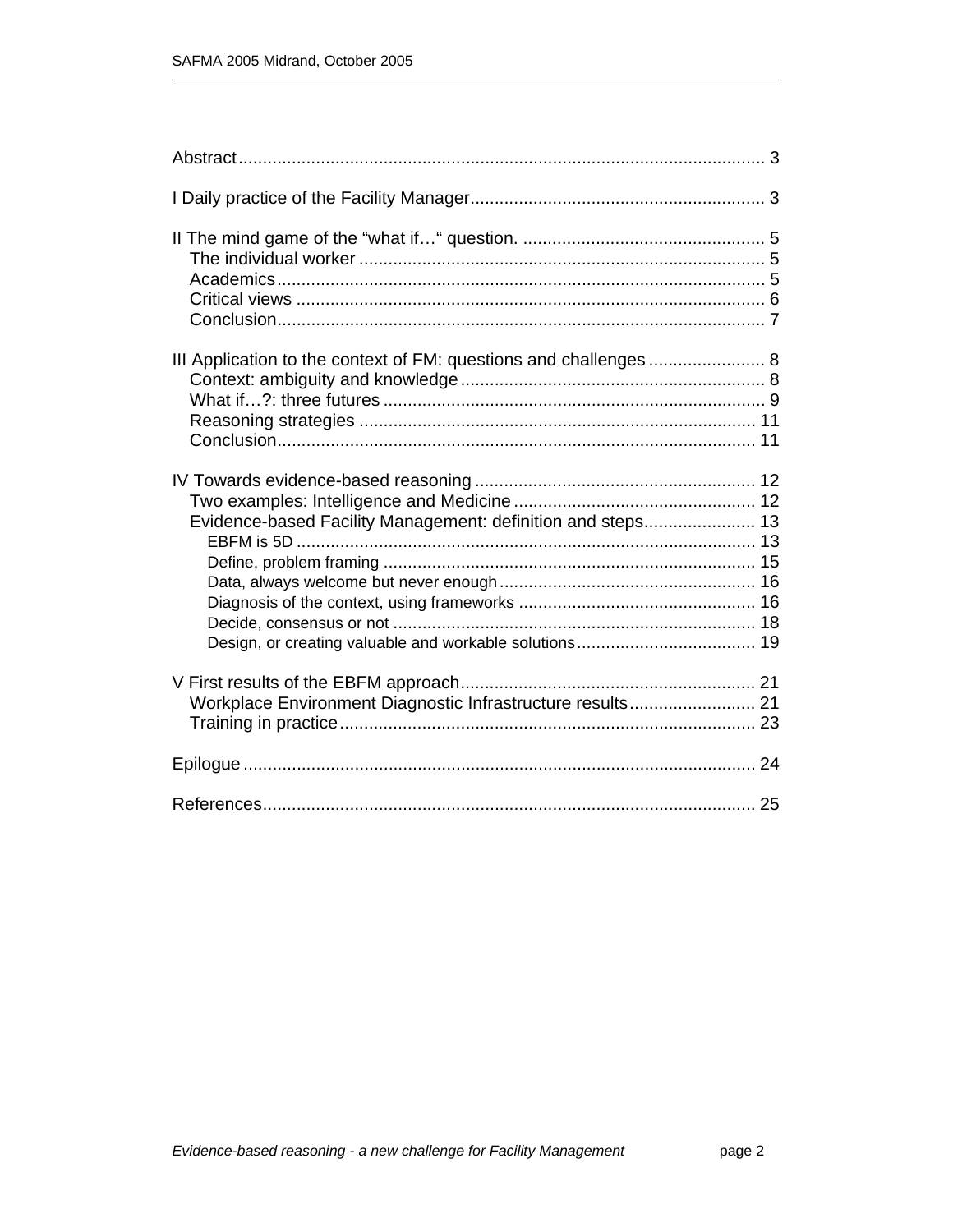Abstract ........................................................................................................ 3

I Daily practice of the Facility Manager ......................................................... 3

II The mind game of the "what if…" question. ................................................ 5
- The individual worker ................................................................................. 5
- Academics .................................................................................................. 5
- Critical views ............................................................................................. 6
- Conclusion .................................................................................................. 7

III Application to the context of FM: questions and challenges ........................ 8
- Context: ambiguity and knowledge ............................................................. 8
- What if…?: three futures ............................................................................ 9
- Reasoning strategies ................................................................................. 11
- Conclusion ................................................................................................ 11

IV Towards evidence-based reasoning ........................................................... 12
- Two examples: Intelligence and Medicine .................................................. 12
- Evidence-based Facility Management: definition and steps ....................... 13
  - EBFM is 5D ........................................................................................... 13
  - Define, problem framing ......................................................................... 15
  - Data, always welcome but never enough ................................................. 16
  - Diagnosis of the context, using frameworks ............................................ 16
  - Decide, consensus or not ........................................................................ 18
  - Design, or creating valuable and workable solutions ............................... 19

V First results of the EBFM approach ............................................................ 21
- Workplace Environment Diagnostic Infrastructure results .......................... 21
- Training in practice .................................................................................... 23

Epilogue ........................................................................................................ 24

References ..................................................................................................... 25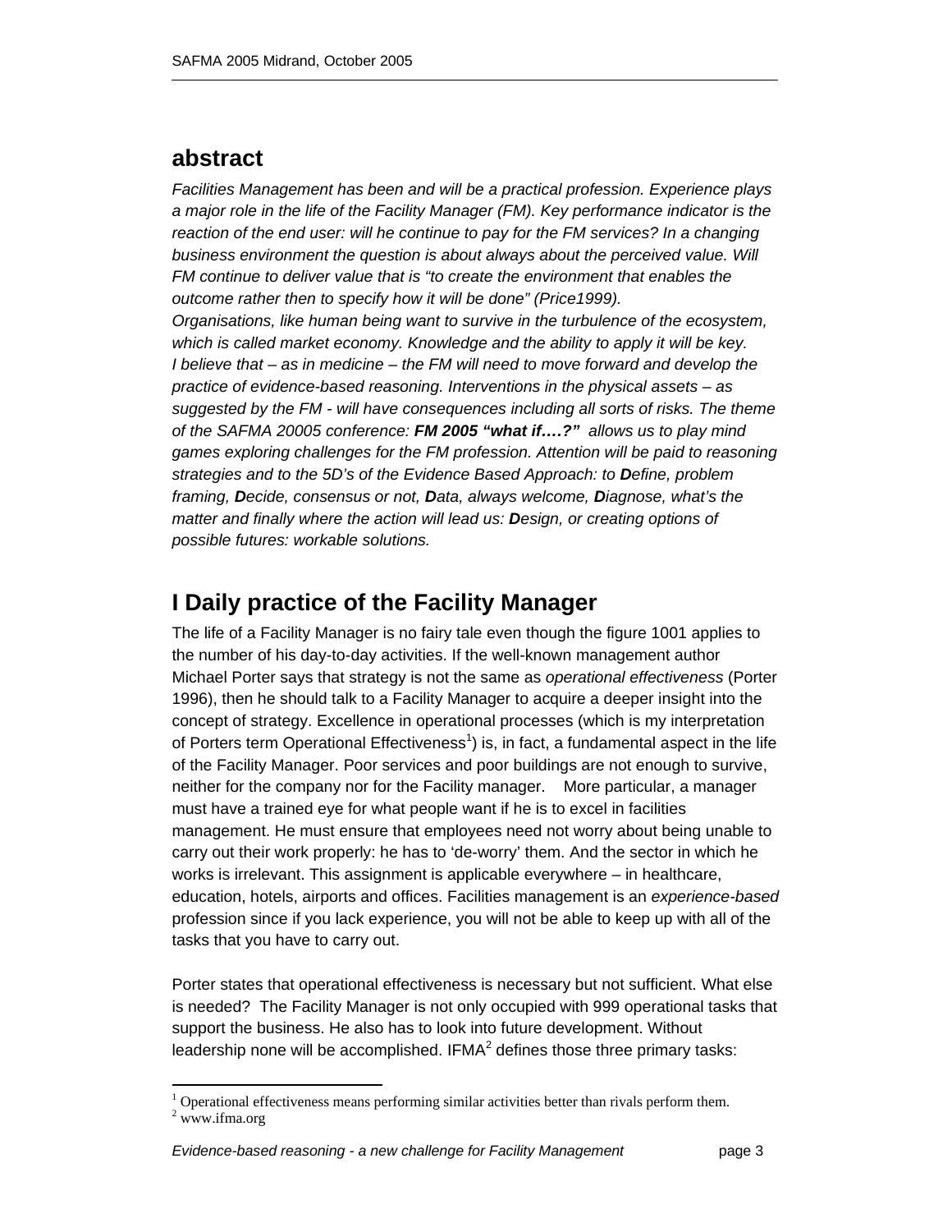## abstract

*Facilities Management has been and will be a practical profession. Experience plays a major role in the life of the Facility Manager (FM). Key performance indicator is the reaction of the end user: will he continue to pay for the FM services? In a changing business environment the question is about always about the perceived value. Will FM continue to deliver value that is "to create the environment that enables the outcome rather then to specify how it will be done" (Price1999).*

*Organisations, like human being want to survive in the turbulence of the ecosystem, which is called market economy. Knowledge and the ability to apply it will be key. I believe that – as in medicine – the FM will need to move forward and develop the practice of evidence-based reasoning. Interventions in the physical assets – as suggested by the FM - will have consequences including all sorts of risks. The theme of the SAFMA 20005 conference:* ***FM 2005 "what if….?"*** *allows us to play mind games exploring challenges for the FM profession. Attention will be paid to reasoning strategies and to the 5D's of the Evidence Based Approach: to* ***D****efine, problem framing,* ***D****ecide, consensus or not,* ***D****ata, always welcome,* ***D****iagnose, what's the matter and finally where the action will lead us:* ***D****esign, or creating options of possible futures: workable solutions.*

## I Daily practice of the Facility Manager

The life of a Facility Manager is no fairy tale even though the figure 1001 applies to the number of his day-to-day activities. If the well-known management author Michael Porter says that strategy is not the same as *operational effectiveness* (Porter 1996), then he should talk to a Facility Manager to acquire a deeper insight into the concept of strategy. Excellence in operational processes (which is my interpretation of Porters term Operational Effectiveness[1]) is, in fact, a fundamental aspect in the life of the Facility Manager. Poor services and poor buildings are not enough to survive, neither for the company nor for the Facility manager. More particular, a manager must have a trained eye for what people want if he is to excel in facilities management. He must ensure that employees need not worry about being unable to carry out their work properly: he has to 'de-worry' them. And the sector in which he works is irrelevant. This assignment is applicable everywhere – in healthcare, education, hotels, airports and offices. Facilities management is an *experience-based* profession since if you lack experience, you will not be able to keep up with all of the tasks that you have to carry out.

Porter states that operational effectiveness is necessary but not sufficient. What else is needed? The Facility Manager is not only occupied with 999 operational tasks that support the business. He also has to look into future development. Without leadership none will be accomplished. IFMA[2] defines those three primary tasks:

[1] Operational effectiveness means performing similar activities better than rivals perform them.

[2] www.ifma.org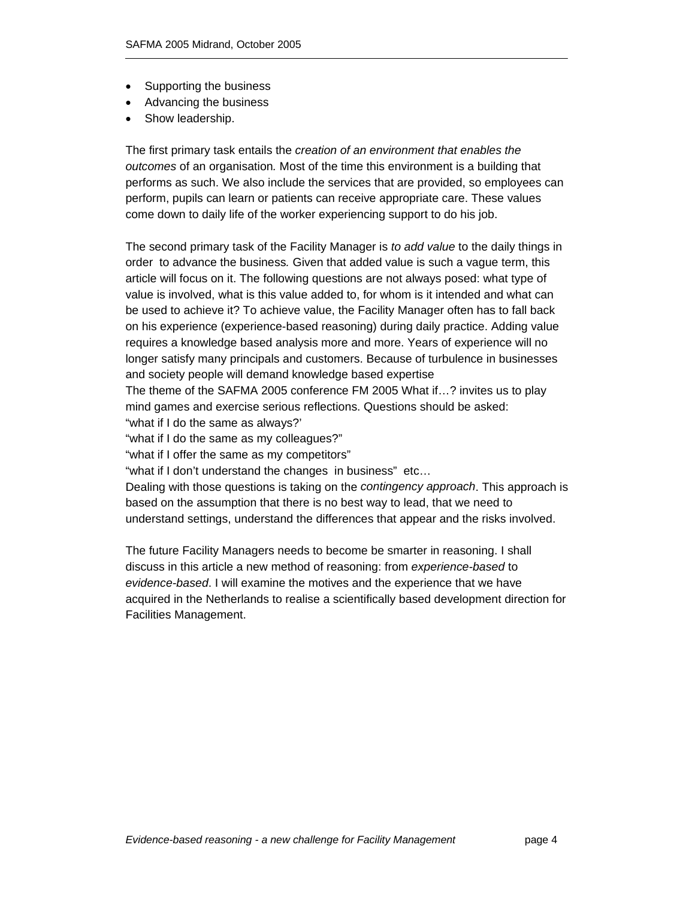- Supporting the business
- Advancing the business
- Show leadership.

The first primary task entails the *creation of an environment that enables the outcomes* of an organisation*.* Most of the time this environment is a building that performs as such. We also include the services that are provided, so employees can perform, pupils can learn or patients can receive appropriate care. These values come down to daily life of the worker experiencing support to do his job.

The second primary task of the Facility Manager is *to add value* to the daily things in order to advance the business*.* Given that added value is such a vague term, this article will focus on it. The following questions are not always posed: what type of value is involved, what is this value added to, for whom is it intended and what can be used to achieve it? To achieve value, the Facility Manager often has to fall back on his experience (experience-based reasoning) during daily practice. Adding value requires a knowledge based analysis more and more. Years of experience will no longer satisfy many principals and customers. Because of turbulence in businesses and society people will demand knowledge based expertise
The theme of the SAFMA 2005 conference FM 2005 What if…? invites us to play mind games and exercise serious reflections. Questions should be asked:
"what if I do the same as always?'
"what if I do the same as my colleagues?"
"what if I offer the same as my competitors"
"what if I don't understand the changes in business" etc…
Dealing with those questions is taking on the *contingency approach*. This approach is based on the assumption that there is no best way to lead, that we need to understand settings, understand the differences that appear and the risks involved.

The future Facility Managers needs to become be smarter in reasoning. I shall discuss in this article a new method of reasoning: from *experience-based* to *evidence-based*. I will examine the motives and the experience that we have acquired in the Netherlands to realise a scientifically based development direction for Facilities Management.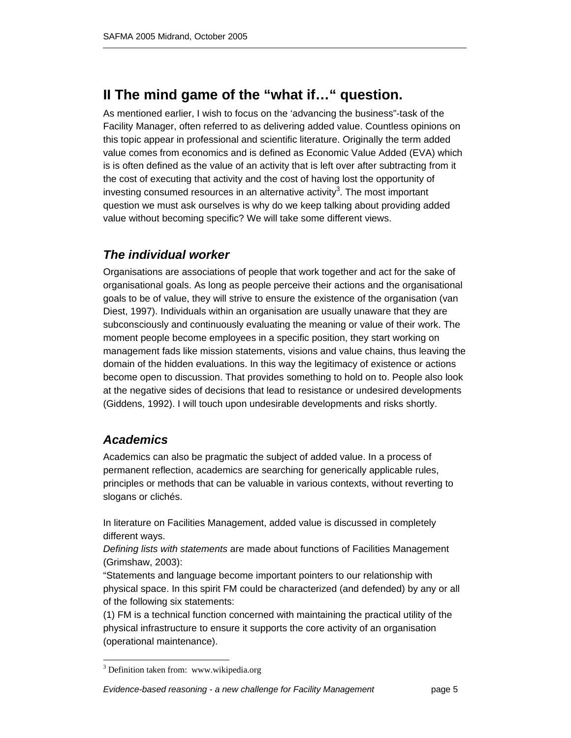## II The mind game of the "what if…" question.

As mentioned earlier, I wish to focus on the 'advancing the business"-task of the Facility Manager, often referred to as delivering added value. Countless opinions on this topic appear in professional and scientific literature. Originally the term added value comes from economics and is defined as Economic Value Added (EVA) which is is often defined as the value of an activity that is left over after subtracting from it the cost of executing that activity and the cost of having lost the opportunity of investing consumed resources in an alternative activity[3]. The most important question we must ask ourselves is why do we keep talking about providing added value without becoming specific? We will take some different views.

### *The individual worker*

Organisations are associations of people that work together and act for the sake of organisational goals. As long as people perceive their actions and the organisational goals to be of value, they will strive to ensure the existence of the organisation (van Diest, 1997). Individuals within an organisation are usually unaware that they are subconsciously and continuously evaluating the meaning or value of their work. The moment people become employees in a specific position, they start working on management fads like mission statements, visions and value chains, thus leaving the domain of the hidden evaluations. In this way the legitimacy of existence or actions become open to discussion. That provides something to hold on to. People also look at the negative sides of decisions that lead to resistance or undesired developments (Giddens, 1992). I will touch upon undesirable developments and risks shortly.

### *Academics*

Academics can also be pragmatic the subject of added value. In a process of permanent reflection, academics are searching for generically applicable rules, principles or methods that can be valuable in various contexts, without reverting to slogans or clichés.

In literature on Facilities Management, added value is discussed in completely different ways.

*Defining lists with statements* are made about functions of Facilities Management (Grimshaw, 2003):

"Statements and language become important pointers to our relationship with physical space. In this spirit FM could be characterized (and defended) by any or all of the following six statements:

(1) FM is a technical function concerned with maintaining the practical utility of the physical infrastructure to ensure it supports the core activity of an organisation (operational maintenance).

---

[3] Definition taken from: www.wikipedia.org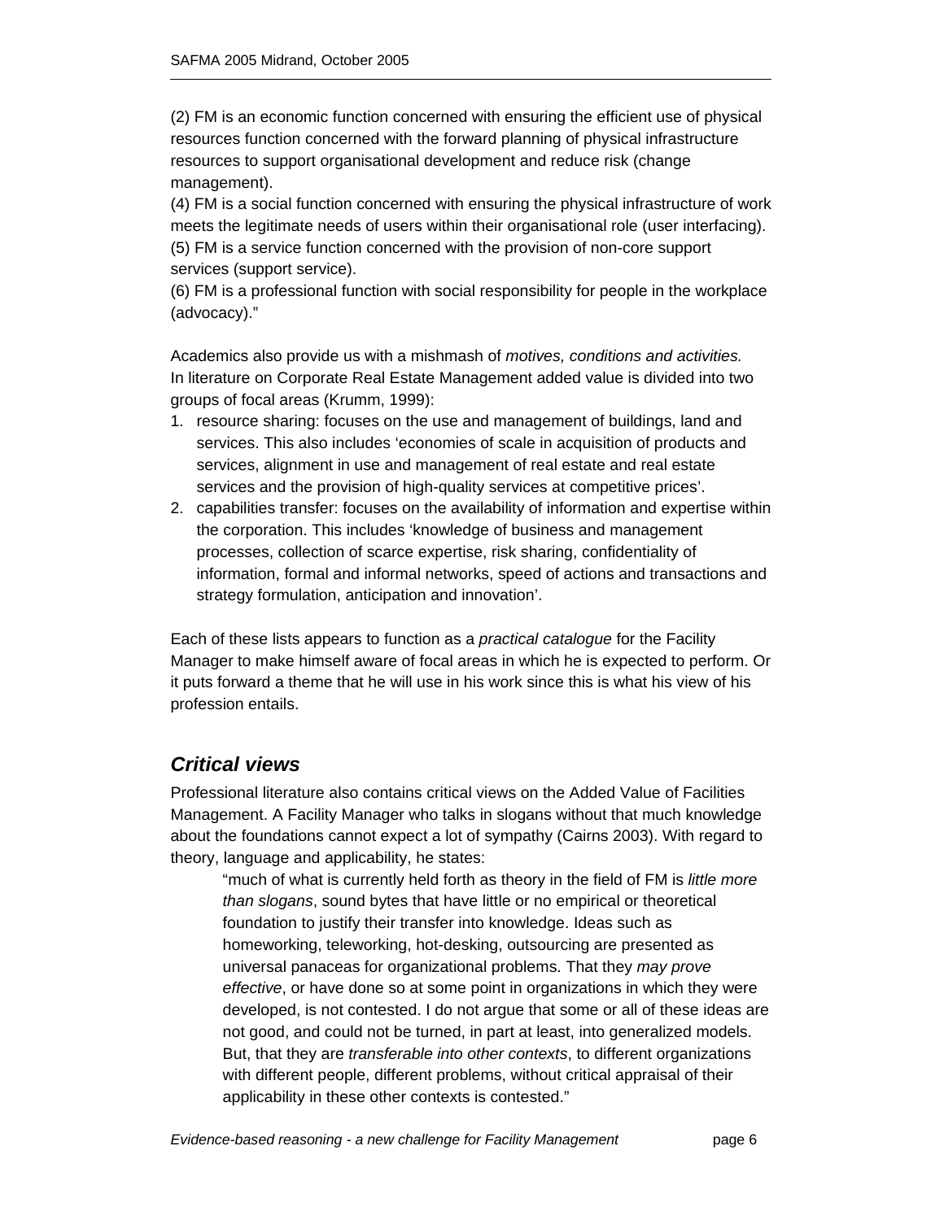(2) FM is an economic function concerned with ensuring the efficient use of physical resources function concerned with the forward planning of physical infrastructure resources to support organisational development and reduce risk (change management).
(4) FM is a social function concerned with ensuring the physical infrastructure of work meets the legitimate needs of users within their organisational role (user interfacing).
(5) FM is a service function concerned with the provision of non-core support services (support service).
(6) FM is a professional function with social responsibility for people in the workplace (advocacy)."

Academics also provide us with a mishmash of *motives, conditions and activities.* In literature on Corporate Real Estate Management added value is divided into two groups of focal areas (Krumm, 1999):

1. resource sharing: focuses on the use and management of buildings, land and services. This also includes 'economies of scale in acquisition of products and services, alignment in use and management of real estate and real estate services and the provision of high-quality services at competitive prices'.
2. capabilities transfer: focuses on the availability of information and expertise within the corporation. This includes 'knowledge of business and management processes, collection of scarce expertise, risk sharing, confidentiality of information, formal and informal networks, speed of actions and transactions and strategy formulation, anticipation and innovation'.

Each of these lists appears to function as a *practical catalogue* for the Facility Manager to make himself aware of focal areas in which he is expected to perform. Or it puts forward a theme that he will use in his work since this is what his view of his profession entails.

## Critical views

Professional literature also contains critical views on the Added Value of Facilities Management. A Facility Manager who talks in slogans without that much knowledge about the foundations cannot expect a lot of sympathy (Cairns 2003). With regard to theory, language and applicability, he states:

> "much of what is currently held forth as theory in the field of FM is *little more than slogans*, sound bytes that have little or no empirical or theoretical foundation to justify their transfer into knowledge. Ideas such as homeworking, teleworking, hot-desking, outsourcing are presented as universal panaceas for organizational problems. That they *may prove effective*, or have done so at some point in organizations in which they were developed, is not contested. I do not argue that some or all of these ideas are not good, and could not be turned, in part at least, into generalized models. But, that they are *transferable into other contexts*, to different organizations with different people, different problems, without critical appraisal of their applicability in these other contexts is contested."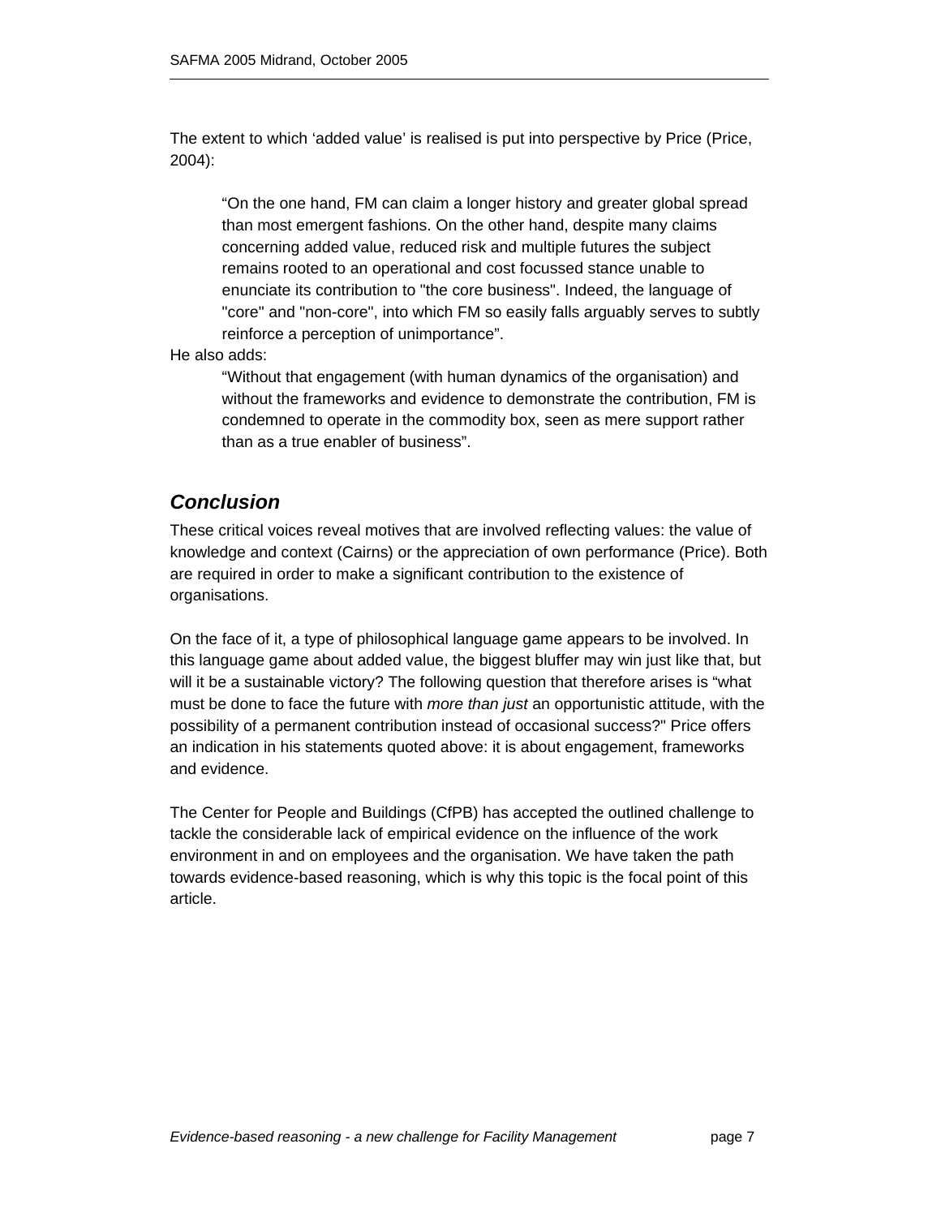The extent to which ‘added value’ is realised is put into perspective by Price (Price, 2004):

> “On the one hand, FM can claim a longer history and greater global spread than most emergent fashions. On the other hand, despite many claims concerning added value, reduced risk and multiple futures the subject remains rooted to an operational and cost focussed stance unable to enunciate its contribution to "the core business". Indeed, the language of "core" and "non-core", into which FM so easily falls arguably serves to subtly reinforce a perception of unimportance”.

He also adds:

> “Without that engagement (with human dynamics of the organisation) and without the frameworks and evidence to demonstrate the contribution, FM is condemned to operate in the commodity box, seen as mere support rather than as a true enabler of business”.

## *Conclusion*

These critical voices reveal motives that are involved reflecting values: the value of knowledge and context (Cairns) or the appreciation of own performance (Price). Both are required in order to make a significant contribution to the existence of organisations.

On the face of it, a type of philosophical language game appears to be involved. In this language game about added value, the biggest bluffer may win just like that, but will it be a sustainable victory? The following question that therefore arises is “what must be done to face the future with *more than just* an opportunistic attitude, with the possibility of a permanent contribution instead of occasional success?" Price offers an indication in his statements quoted above: it is about engagement, frameworks and evidence.

The Center for People and Buildings (CfPB) has accepted the outlined challenge to tackle the considerable lack of empirical evidence on the influence of the work environment in and on employees and the organisation. We have taken the path towards evidence-based reasoning, which is why this topic is the focal point of this article.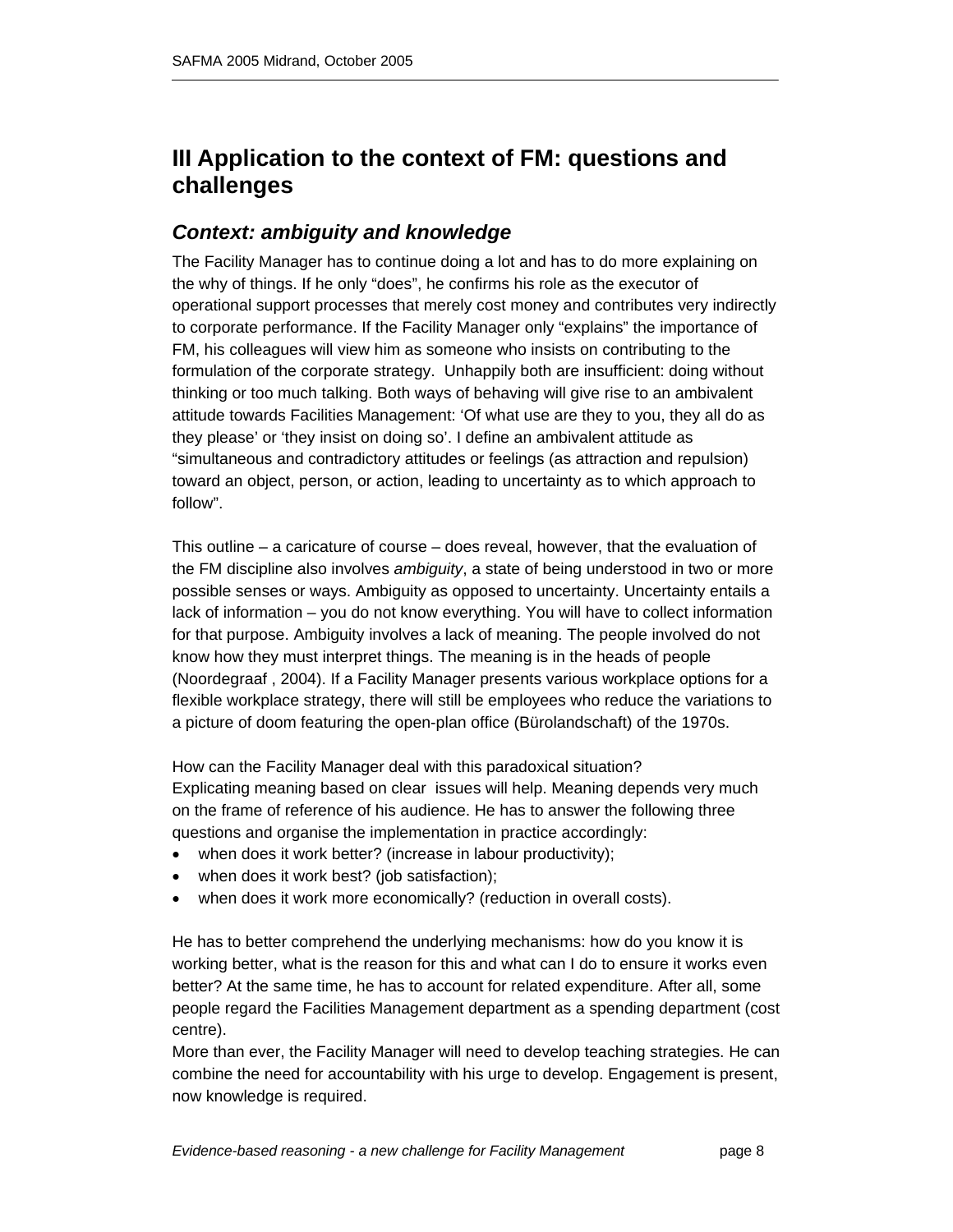## III Application to the context of FM: questions and challenges

### *Context: ambiguity and knowledge*

The Facility Manager has to continue doing a lot and has to do more explaining on the why of things. If he only "does", he confirms his role as the executor of operational support processes that merely cost money and contributes very indirectly to corporate performance. If the Facility Manager only "explains" the importance of FM, his colleagues will view him as someone who insists on contributing to the formulation of the corporate strategy. Unhappily both are insufficient: doing without thinking or too much talking. Both ways of behaving will give rise to an ambivalent attitude towards Facilities Management: 'Of what use are they to you, they all do as they please' or 'they insist on doing so'. I define an ambivalent attitude as "simultaneous and contradictory attitudes or feelings (as attraction and repulsion) toward an object, person, or action, leading to uncertainty as to which approach to follow".

This outline – a caricature of course – does reveal, however, that the evaluation of the FM discipline also involves *ambiguity*, a state of being understood in two or more possible senses or ways. Ambiguity as opposed to uncertainty. Uncertainty entails a lack of information – you do not know everything. You will have to collect information for that purpose. Ambiguity involves a lack of meaning. The people involved do not know how they must interpret things. The meaning is in the heads of people (Noordegraaf , 2004). If a Facility Manager presents various workplace options for a flexible workplace strategy, there will still be employees who reduce the variations to a picture of doom featuring the open-plan office (Bürolandschaft) of the 1970s.

How can the Facility Manager deal with this paradoxical situation?
Explicating meaning based on clear issues will help. Meaning depends very much on the frame of reference of his audience. He has to answer the following three questions and organise the implementation in practice accordingly:

- when does it work better? (increase in labour productivity);
- when does it work best? (job satisfaction);
- when does it work more economically? (reduction in overall costs).

He has to better comprehend the underlying mechanisms: how do you know it is working better, what is the reason for this and what can I do to ensure it works even better? At the same time, he has to account for related expenditure. After all, some people regard the Facilities Management department as a spending department (cost centre).
More than ever, the Facility Manager will need to develop teaching strategies. He can combine the need for accountability with his urge to develop. Engagement is present, now knowledge is required.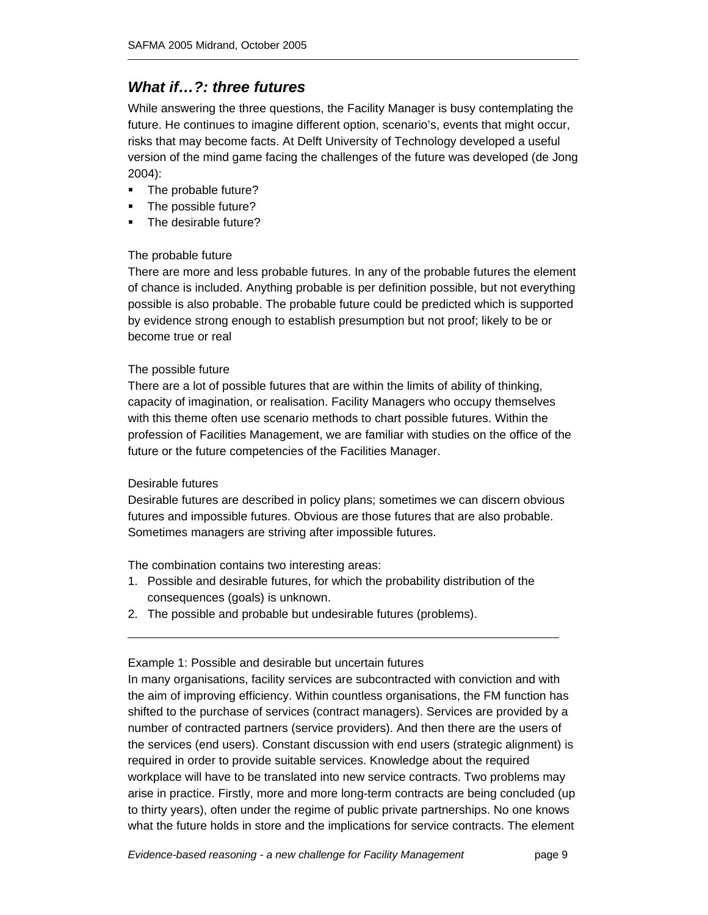## *What if…?: three futures*

While answering the three questions, the Facility Manager is busy contemplating the future. He continues to imagine different option, scenario's, events that might occur, risks that may become facts. At Delft University of Technology developed a useful version of the mind game facing the challenges of the future was developed (de Jong 2004):

- The probable future?
- The possible future?
- The desirable future?

The probable future

There are more and less probable futures. In any of the probable futures the element of chance is included. Anything probable is per definition possible, but not everything possible is also probable. The probable future could be predicted which is supported by evidence strong enough to establish presumption but not proof; likely to be or become true or real

The possible future

There are a lot of possible futures that are within the limits of ability of thinking, capacity of imagination, or realisation. Facility Managers who occupy themselves with this theme often use scenario methods to chart possible futures. Within the profession of Facilities Management, we are familiar with studies on the office of the future or the future competencies of the Facilities Manager.

Desirable futures

Desirable futures are described in policy plans; sometimes we can discern obvious futures and impossible futures. Obvious are those futures that are also probable. Sometimes managers are striving after impossible futures.

The combination contains two interesting areas:

1. Possible and desirable futures, for which the probability distribution of the consequences (goals) is unknown.
2. The possible and probable but undesirable futures (problems).

---

Example 1: Possible and desirable but uncertain futures

In many organisations, facility services are subcontracted with conviction and with the aim of improving efficiency. Within countless organisations, the FM function has shifted to the purchase of services (contract managers). Services are provided by a number of contracted partners (service providers). And then there are the users of the services (end users). Constant discussion with end users (strategic alignment) is required in order to provide suitable services. Knowledge about the required workplace will have to be translated into new service contracts. Two problems may arise in practice. Firstly, more and more long-term contracts are being concluded (up to thirty years), often under the regime of public private partnerships. No one knows what the future holds in store and the implications for service contracts. The element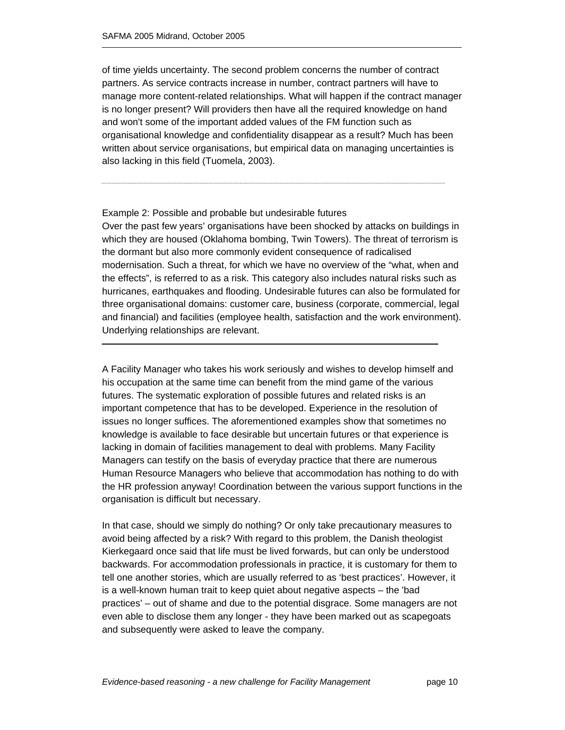of time yields uncertainty. The second problem concerns the number of contract partners. As service contracts increase in number, contract partners will have to manage more content-related relationships. What will happen if the contract manager is no longer present? Will providers then have all the required knowledge on hand and won't some of the important added values of the FM function such as organisational knowledge and confidentiality disappear as a result? Much has been written about service organisations, but empirical data on managing uncertainties is also lacking in this field (Tuomela, 2003).

---

Example 2: Possible and probable but undesirable futures
Over the past few years' organisations have been shocked by attacks on buildings in which they are housed (Oklahoma bombing, Twin Towers). The threat of terrorism is the dormant but also more commonly evident consequence of radicalised modernisation. Such a threat, for which we have no overview of the "what, when and the effects", is referred to as a risk. This category also includes natural risks such as hurricanes, earthquakes and flooding. Undesirable futures can also be formulated for three organisational domains: customer care, business (corporate, commercial, legal and financial) and facilities (employee health, satisfaction and the work environment). Underlying relationships are relevant.

---

A Facility Manager who takes his work seriously and wishes to develop himself and his occupation at the same time can benefit from the mind game of the various futures. The systematic exploration of possible futures and related risks is an important competence that has to be developed. Experience in the resolution of issues no longer suffices. The aforementioned examples show that sometimes no knowledge is available to face desirable but uncertain futures or that experience is lacking in domain of facilities management to deal with problems. Many Facility Managers can testify on the basis of everyday practice that there are numerous Human Resource Managers who believe that accommodation has nothing to do with the HR profession anyway! Coordination between the various support functions in the organisation is difficult but necessary.

In that case, should we simply do nothing? Or only take precautionary measures to avoid being affected by a risk? With regard to this problem, the Danish theologist Kierkegaard once said that life must be lived forwards, but can only be understood backwards. For accommodation professionals in practice, it is customary for them to tell one another stories, which are usually referred to as 'best practices'. However, it is a well-known human trait to keep quiet about negative aspects – the 'bad practices' – out of shame and due to the potential disgrace. Some managers are not even able to disclose them any longer - they have been marked out as scapegoats and subsequently were asked to leave the company.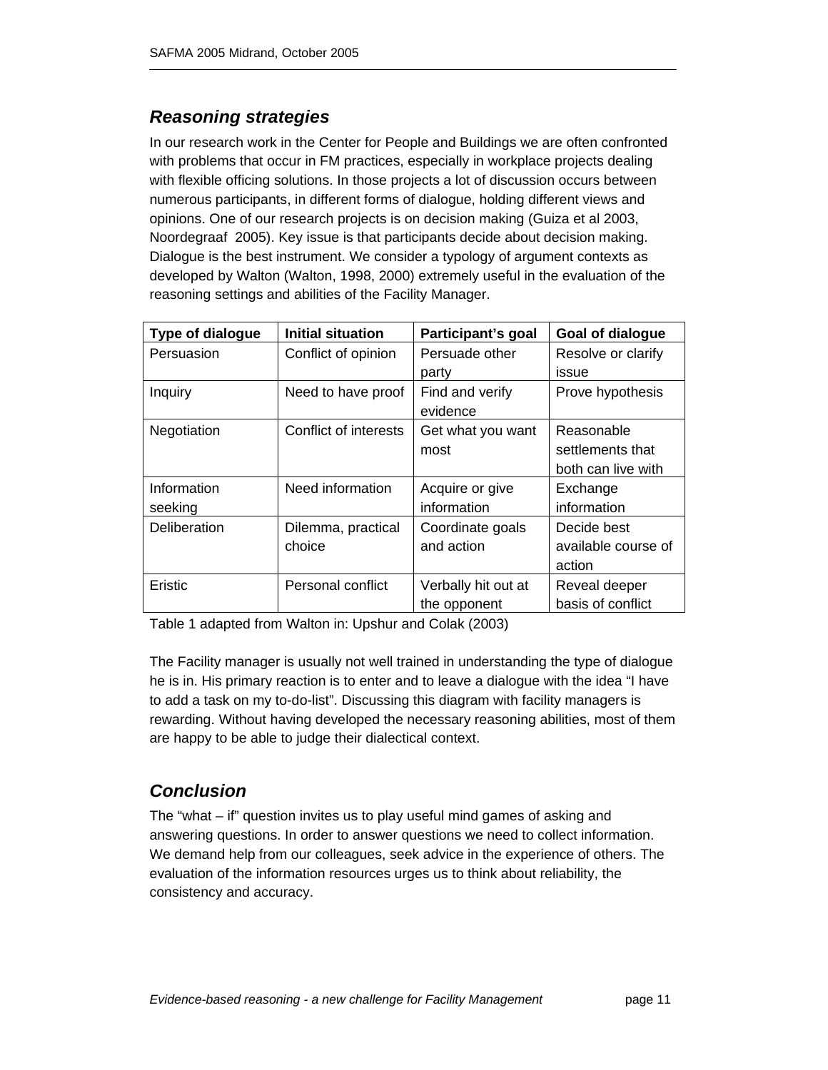## *Reasoning strategies*

In our research work in the Center for People and Buildings we are often confronted with problems that occur in FM practices, especially in workplace projects dealing with flexible officing solutions. In those projects a lot of discussion occurs between numerous participants, in different forms of dialogue, holding different views and opinions. One of our research projects is on decision making (Guiza et al 2003, Noordegraaf  2005). Key issue is that participants decide about decision making. Dialogue is the best instrument. We consider a typology of argument contexts as developed by Walton (Walton, 1998, 2000) extremely useful in the evaluation of the reasoning settings and abilities of the Facility Manager.

| Type of dialogue | Initial situation | Participant's goal | Goal of dialogue |
|---|---|---|---|
| Persuasion | Conflict of opinion | Persuade other party | Resolve or clarify issue |
| Inquiry | Need to have proof | Find and verify evidence | Prove hypothesis |
| Negotiation | Conflict of interests | Get what you want most | Reasonable settlements that both can live with |
| Information seeking | Need information | Acquire or give information | Exchange information |
| Deliberation | Dilemma, practical choice | Coordinate goals and action | Decide best available course of action |
| Eristic | Personal conflict | Verbally hit out at the opponent | Reveal deeper basis of conflict |

Table 1 adapted from Walton in: Upshur and Colak (2003)

The Facility manager is usually not well trained in understanding the type of dialogue he is in. His primary reaction is to enter and to leave a dialogue with the idea "I have to add a task on my to-do-list". Discussing this diagram with facility managers is rewarding. Without having developed the necessary reasoning abilities, most of them are happy to be able to judge their dialectical context.

## *Conclusion*

The "what – if" question invites us to play useful mind games of asking and answering questions. In order to answer questions we need to collect information. We demand help from our colleagues, seek advice in the experience of others. The evaluation of the information resources urges us to think about reliability, the consistency and accuracy.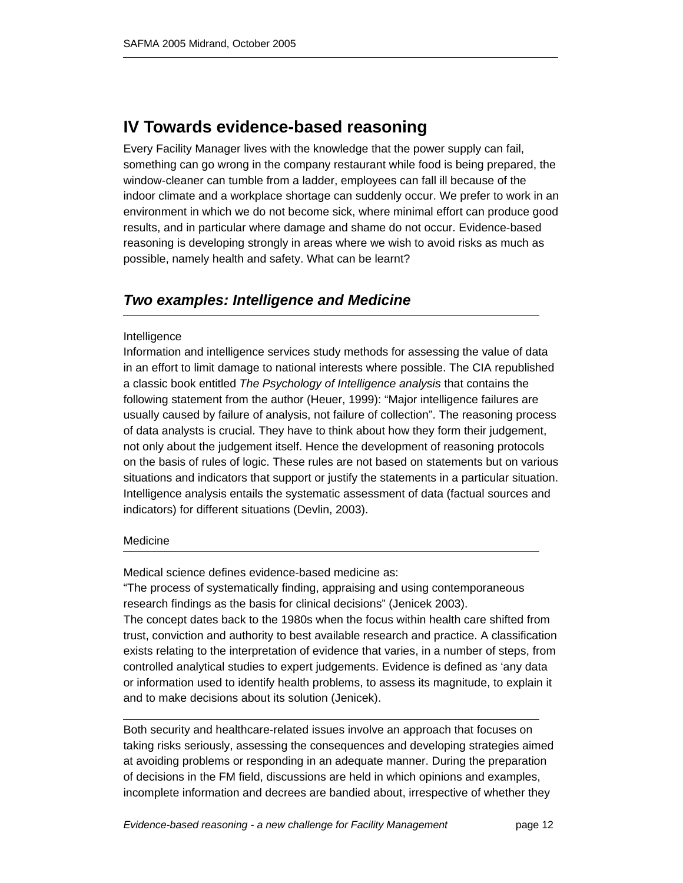# IV Towards evidence-based reasoning

Every Facility Manager lives with the knowledge that the power supply can fail, something can go wrong in the company restaurant while food is being prepared, the window-cleaner can tumble from a ladder, employees can fall ill because of the indoor climate and a workplace shortage can suddenly occur. We prefer to work in an environment in which we do not become sick, where minimal effort can produce good results, and in particular where damage and shame do not occur. Evidence-based reasoning is developing strongly in areas where we wish to avoid risks as much as possible, namely health and safety. What can be learnt?

## *Two examples: Intelligence and Medicine*

### Intelligence

Information and intelligence services study methods for assessing the value of data in an effort to limit damage to national interests where possible. The CIA republished a classic book entitled *The Psychology of Intelligence analysis* that contains the following statement from the author (Heuer, 1999): "Major intelligence failures are usually caused by failure of analysis, not failure of collection". The reasoning process of data analysts is crucial. They have to think about how they form their judgement, not only about the judgement itself. Hence the development of reasoning protocols on the basis of rules of logic. These rules are not based on statements but on various situations and indicators that support or justify the statements in a particular situation. Intelligence analysis entails the systematic assessment of data (factual sources and indicators) for different situations (Devlin, 2003).

### Medicine

Medical science defines evidence-based medicine as:
"The process of systematically finding, appraising and using contemporaneous research findings as the basis for clinical decisions" (Jenicek 2003).
The concept dates back to the 1980s when the focus within health care shifted from trust, conviction and authority to best available research and practice. A classification exists relating to the interpretation of evidence that varies, in a number of steps, from controlled analytical studies to expert judgements. Evidence is defined as 'any data or information used to identify health problems, to assess its magnitude, to explain it and to make decisions about its solution (Jenicek).

---

Both security and healthcare-related issues involve an approach that focuses on taking risks seriously, assessing the consequences and developing strategies aimed at avoiding problems or responding in an adequate manner. During the preparation of decisions in the FM field, discussions are held in which opinions and examples, incomplete information and decrees are bandied about, irrespective of whether they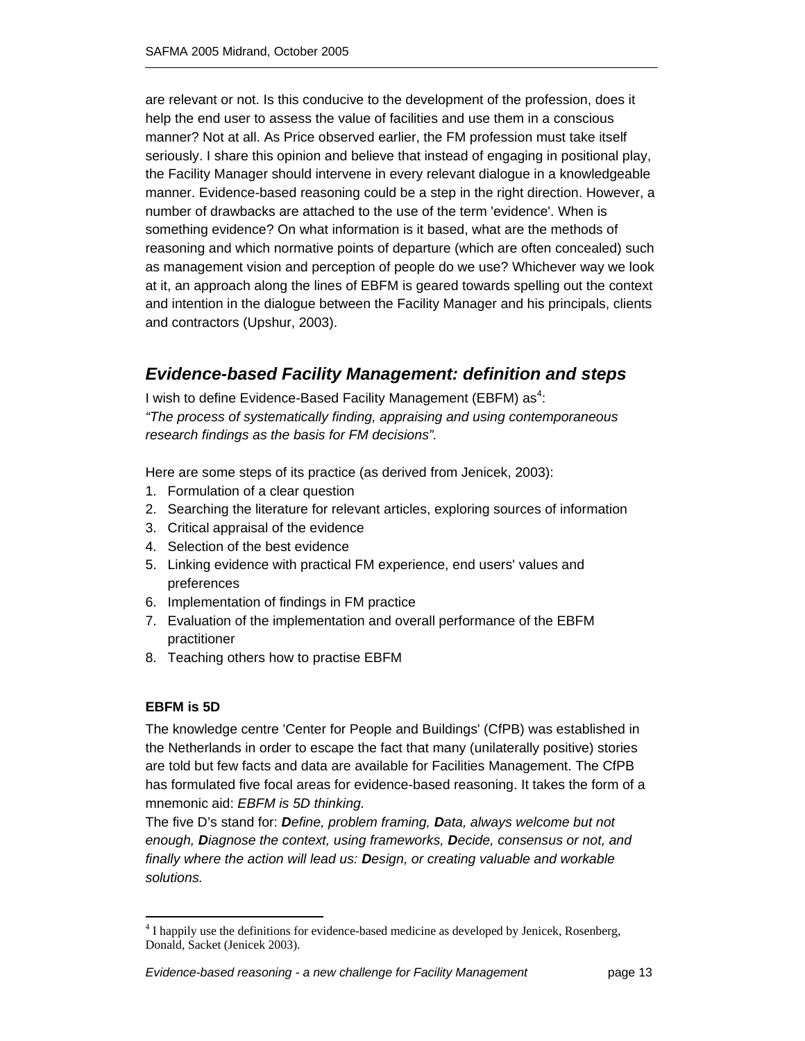are relevant or not. Is this conducive to the development of the profession, does it help the end user to assess the value of facilities and use them in a conscious manner? Not at all. As Price observed earlier, the FM profession must take itself seriously. I share this opinion and believe that instead of engaging in positional play, the Facility Manager should intervene in every relevant dialogue in a knowledgeable manner. Evidence-based reasoning could be a step in the right direction. However, a number of drawbacks are attached to the use of the term 'evidence'. When is something evidence? On what information is it based, what are the methods of reasoning and which normative points of departure (which are often concealed) such as management vision and perception of people do we use? Whichever way we look at it, an approach along the lines of EBFM is geared towards spelling out the context and intention in the dialogue between the Facility Manager and his principals, clients and contractors (Upshur, 2003).

## *Evidence-based Facility Management: definition and steps*

I wish to define Evidence-Based Facility Management (EBFM) as[4]:
*"The process of systematically finding, appraising and using contemporaneous research findings as the basis for FM decisions".*

Here are some steps of its practice (as derived from Jenicek, 2003):

1. Formulation of a clear question
2. Searching the literature for relevant articles, exploring sources of information
3. Critical appraisal of the evidence
4. Selection of the best evidence
5. Linking evidence with practical FM experience, end users' values and preferences
6. Implementation of findings in FM practice
7. Evaluation of the implementation and overall performance of the EBFM practitioner
8. Teaching others how to practise EBFM

**EBFM is 5D**

The knowledge centre 'Center for People and Buildings' (CfPB) was established in the Netherlands in order to escape the fact that many (unilaterally positive) stories are told but few facts and data are available for Facilities Management. The CfPB has formulated five focal areas for evidence-based reasoning. It takes the form of a mnemonic aid: *EBFM is 5D thinking.*
The five D's stand for: ***D****efine, problem framing,* ***D****ata, always welcome but not enough,* ***D****iagnose the context, using frameworks,* ***D****ecide, consensus or not, and finally where the action will lead us:* ***D****esign, or creating valuable and workable solutions.*

[4] I happily use the definitions for evidence-based medicine as developed by Jenicek, Rosenberg, Donald, Sacket (Jenicek 2003).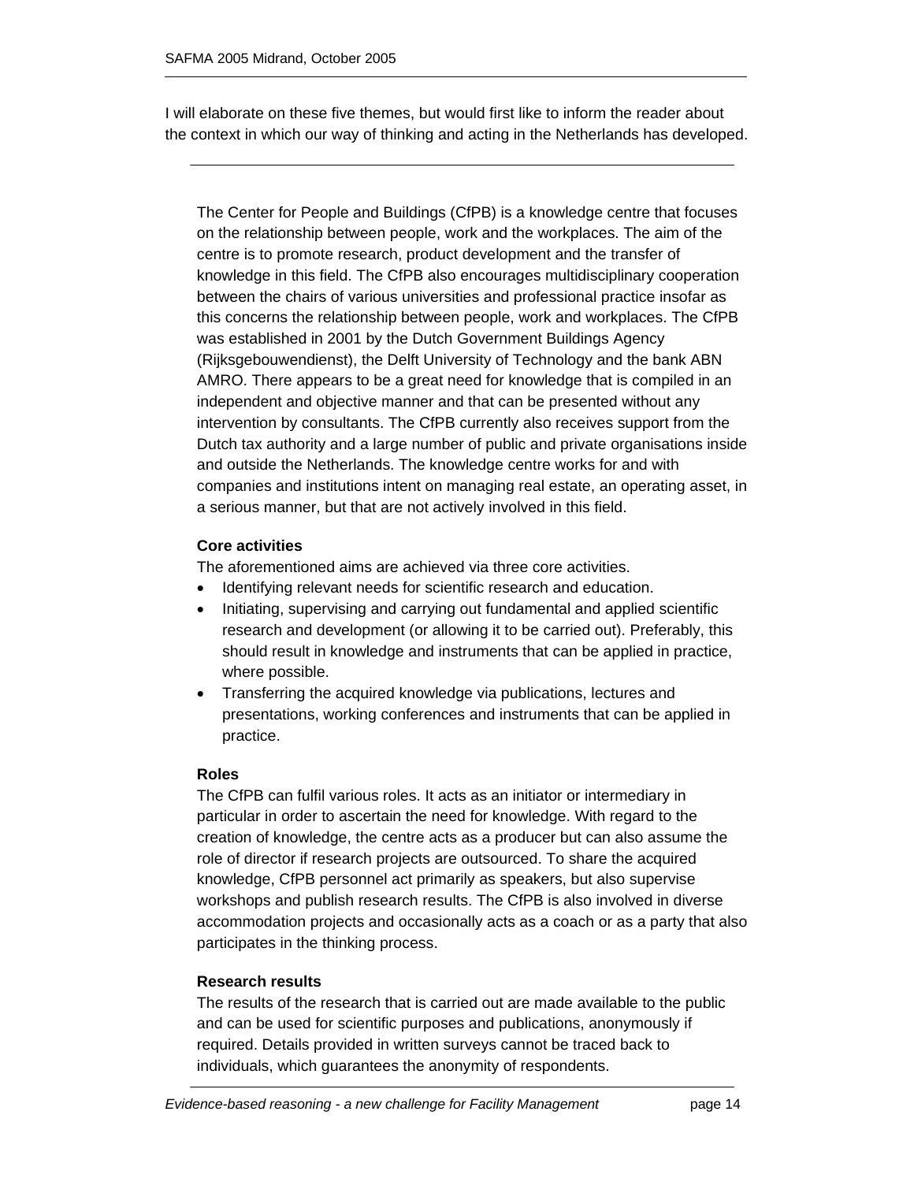I will elaborate on these five themes, but would first like to inform the reader about the context in which our way of thinking and acting in the Netherlands has developed.

---

The Center for People and Buildings (CfPB) is a knowledge centre that focuses on the relationship between people, work and the workplaces. The aim of the centre is to promote research, product development and the transfer of knowledge in this field. The CfPB also encourages multidisciplinary cooperation between the chairs of various universities and professional practice insofar as this concerns the relationship between people, work and workplaces. The CfPB was established in 2001 by the Dutch Government Buildings Agency (Rijksgebouwendienst), the Delft University of Technology and the bank ABN AMRO. There appears to be a great need for knowledge that is compiled in an independent and objective manner and that can be presented without any intervention by consultants. The CfPB currently also receives support from the Dutch tax authority and a large number of public and private organisations inside and outside the Netherlands. The knowledge centre works for and with companies and institutions intent on managing real estate, an operating asset, in a serious manner, but that are not actively involved in this field.

**Core activities**

The aforementioned aims are achieved via three core activities.

- Identifying relevant needs for scientific research and education.
- Initiating, supervising and carrying out fundamental and applied scientific research and development (or allowing it to be carried out). Preferably, this should result in knowledge and instruments that can be applied in practice, where possible.
- Transferring the acquired knowledge via publications, lectures and presentations, working conferences and instruments that can be applied in practice.

**Roles**

The CfPB can fulfil various roles. It acts as an initiator or intermediary in particular in order to ascertain the need for knowledge. With regard to the creation of knowledge, the centre acts as a producer but can also assume the role of director if research projects are outsourced. To share the acquired knowledge, CfPB personnel act primarily as speakers, but also supervise workshops and publish research results. The CfPB is also involved in diverse accommodation projects and occasionally acts as a coach or as a party that also participates in the thinking process.

**Research results**

The results of the research that is carried out are made available to the public and can be used for scientific purposes and publications, anonymously if required. Details provided in written surveys cannot be traced back to individuals, which guarantees the anonymity of respondents.

---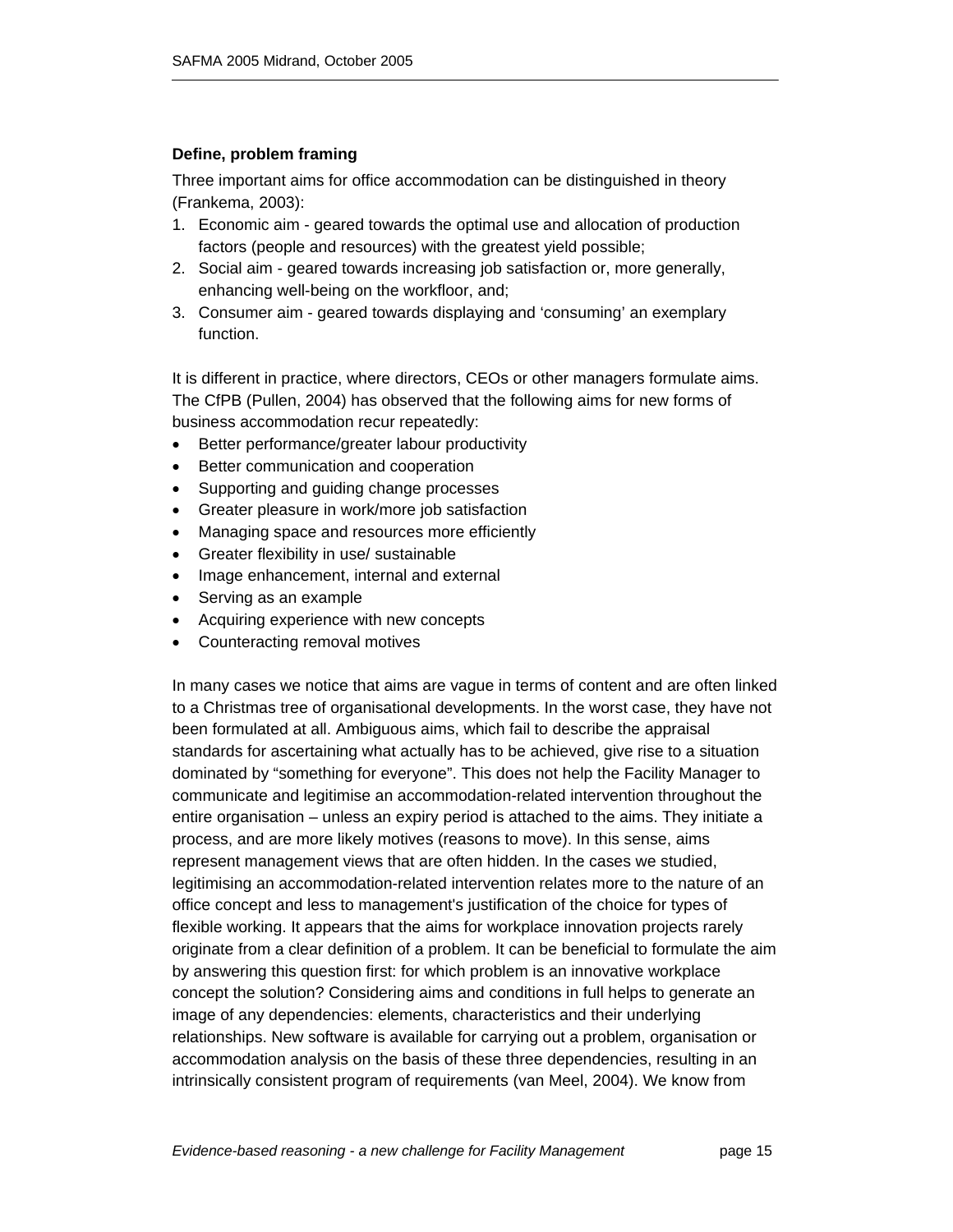**Define, problem framing**

Three important aims for office accommodation can be distinguished in theory (Frankema, 2003):

1. Economic aim - geared towards the optimal use and allocation of production factors (people and resources) with the greatest yield possible;
2. Social aim - geared towards increasing job satisfaction or, more generally, enhancing well-being on the workfloor, and;
3. Consumer aim - geared towards displaying and 'consuming' an exemplary function.

It is different in practice, where directors, CEOs or other managers formulate aims. The CfPB (Pullen, 2004) has observed that the following aims for new forms of business accommodation recur repeatedly:

- Better performance/greater labour productivity
- Better communication and cooperation
- Supporting and guiding change processes
- Greater pleasure in work/more job satisfaction
- Managing space and resources more efficiently
- Greater flexibility in use/ sustainable
- Image enhancement, internal and external
- Serving as an example
- Acquiring experience with new concepts
- Counteracting removal motives

In many cases we notice that aims are vague in terms of content and are often linked to a Christmas tree of organisational developments. In the worst case, they have not been formulated at all. Ambiguous aims, which fail to describe the appraisal standards for ascertaining what actually has to be achieved, give rise to a situation dominated by "something for everyone". This does not help the Facility Manager to communicate and legitimise an accommodation-related intervention throughout the entire organisation – unless an expiry period is attached to the aims. They initiate a process, and are more likely motives (reasons to move). In this sense, aims represent management views that are often hidden. In the cases we studied, legitimising an accommodation-related intervention relates more to the nature of an office concept and less to management's justification of the choice for types of flexible working. It appears that the aims for workplace innovation projects rarely originate from a clear definition of a problem. It can be beneficial to formulate the aim by answering this question first: for which problem is an innovative workplace concept the solution? Considering aims and conditions in full helps to generate an image of any dependencies: elements, characteristics and their underlying relationships. New software is available for carrying out a problem, organisation or accommodation analysis on the basis of these three dependencies, resulting in an intrinsically consistent program of requirements (van Meel, 2004). We know from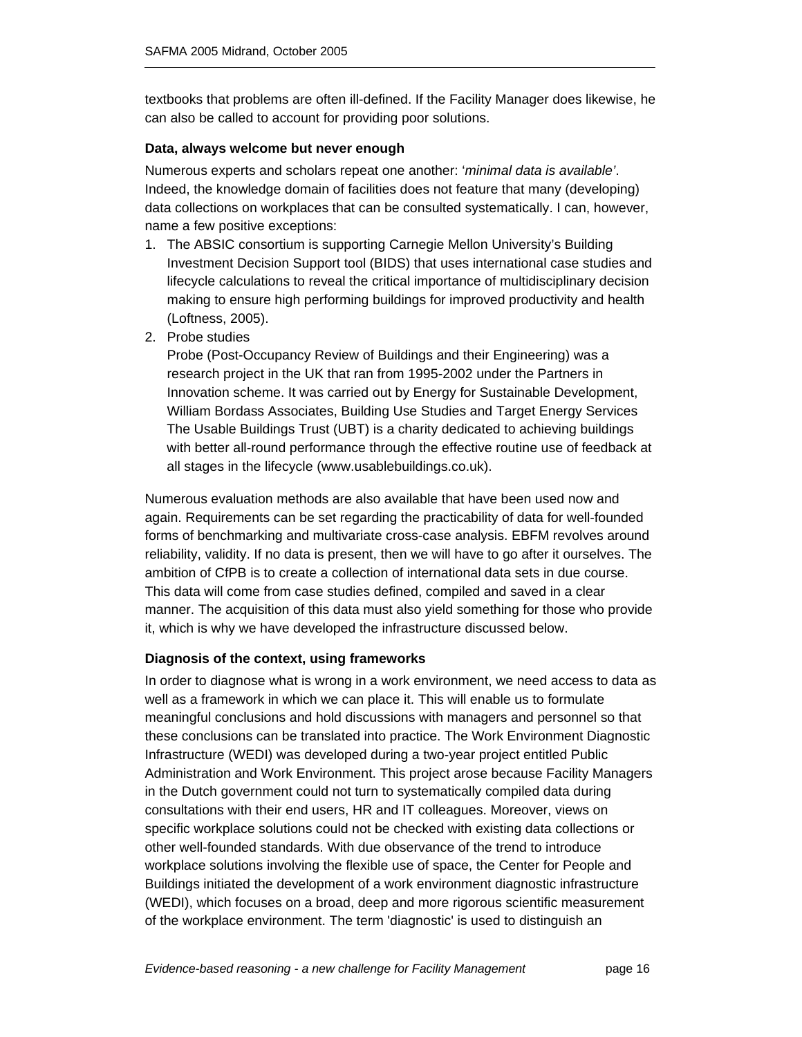textbooks that problems are often ill-defined. If the Facility Manager does likewise, he can also be called to account for providing poor solutions.

**Data, always welcome but never enough**

Numerous experts and scholars repeat one another: '*minimal data is available'*. Indeed, the knowledge domain of facilities does not feature that many (developing) data collections on workplaces that can be consulted systematically. I can, however, name a few positive exceptions:

1. The ABSIC consortium is supporting Carnegie Mellon University's Building Investment Decision Support tool (BIDS) that uses international case studies and lifecycle calculations to reveal the critical importance of multidisciplinary decision making to ensure high performing buildings for improved productivity and health (Loftness, 2005).
2. Probe studies
   Probe (Post-Occupancy Review of Buildings and their Engineering) was a research project in the UK that ran from 1995-2002 under the Partners in Innovation scheme. It was carried out by Energy for Sustainable Development, William Bordass Associates, Building Use Studies and Target Energy Services The Usable Buildings Trust (UBT) is a charity dedicated to achieving buildings with better all-round performance through the effective routine use of feedback at all stages in the lifecycle (www.usablebuildings.co.uk).

Numerous evaluation methods are also available that have been used now and again. Requirements can be set regarding the practicability of data for well-founded forms of benchmarking and multivariate cross-case analysis. EBFM revolves around reliability, validity. If no data is present, then we will have to go after it ourselves. The ambition of CfPB is to create a collection of international data sets in due course. This data will come from case studies defined, compiled and saved in a clear manner. The acquisition of this data must also yield something for those who provide it, which is why we have developed the infrastructure discussed below.

**Diagnosis of the context, using frameworks**

In order to diagnose what is wrong in a work environment, we need access to data as well as a framework in which we can place it. This will enable us to formulate meaningful conclusions and hold discussions with managers and personnel so that these conclusions can be translated into practice. The Work Environment Diagnostic Infrastructure (WEDI) was developed during a two-year project entitled Public Administration and Work Environment. This project arose because Facility Managers in the Dutch government could not turn to systematically compiled data during consultations with their end users, HR and IT colleagues. Moreover, views on specific workplace solutions could not be checked with existing data collections or other well-founded standards. With due observance of the trend to introduce workplace solutions involving the flexible use of space, the Center for People and Buildings initiated the development of a work environment diagnostic infrastructure (WEDI), which focuses on a broad, deep and more rigorous scientific measurement of the workplace environment. The term 'diagnostic' is used to distinguish an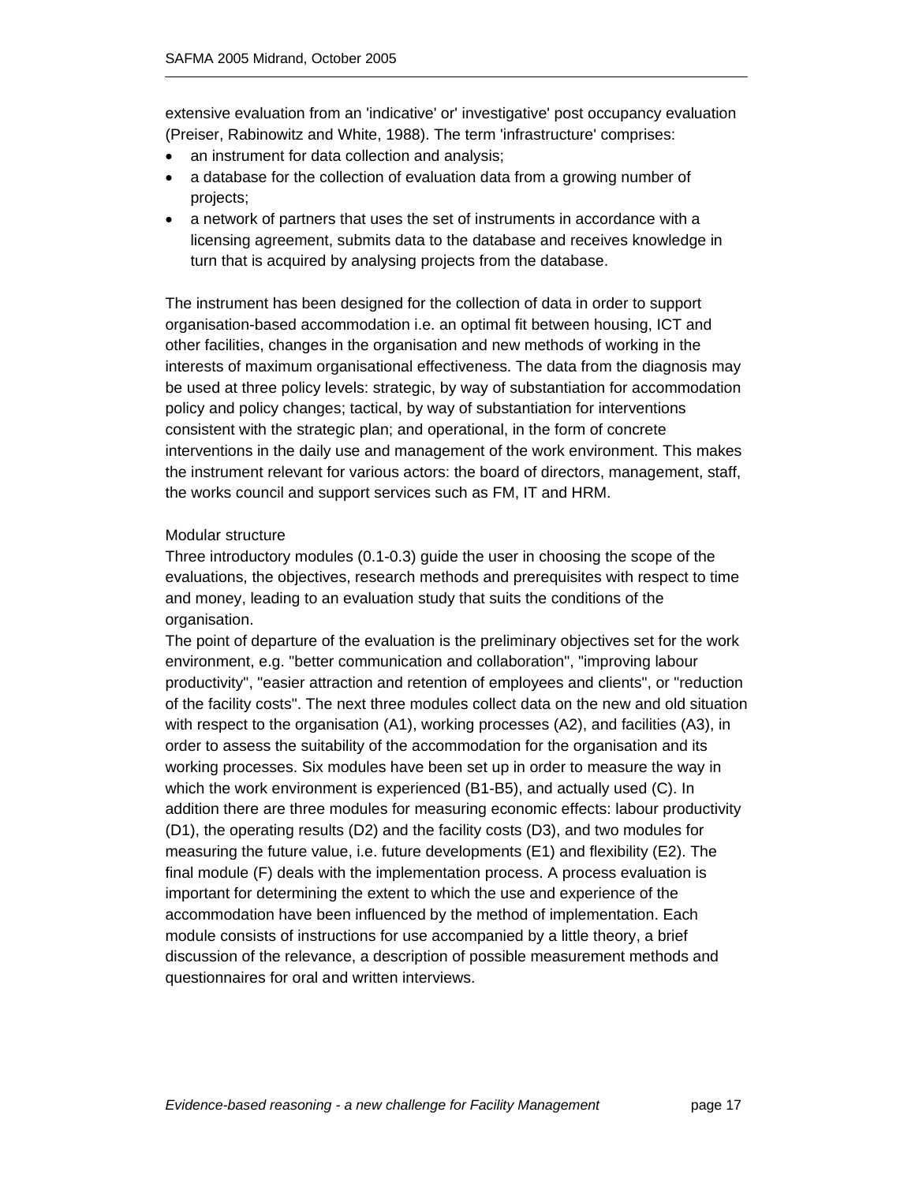extensive evaluation from an 'indicative' or' investigative' post occupancy evaluation (Preiser, Rabinowitz and White, 1988). The term 'infrastructure' comprises:

- an instrument for data collection and analysis;
- a database for the collection of evaluation data from a growing number of projects;
- a network of partners that uses the set of instruments in accordance with a licensing agreement, submits data to the database and receives knowledge in turn that is acquired by analysing projects from the database.

The instrument has been designed for the collection of data in order to support organisation-based accommodation i.e. an optimal fit between housing, ICT and other facilities, changes in the organisation and new methods of working in the interests of maximum organisational effectiveness. The data from the diagnosis may be used at three policy levels: strategic, by way of substantiation for accommodation policy and policy changes; tactical, by way of substantiation for interventions consistent with the strategic plan; and operational, in the form of concrete interventions in the daily use and management of the work environment. This makes the instrument relevant for various actors: the board of directors, management, staff, the works council and support services such as FM, IT and HRM.

Modular structure

Three introductory modules (0.1-0.3) guide the user in choosing the scope of the evaluations, the objectives, research methods and prerequisites with respect to time and money, leading to an evaluation study that suits the conditions of the organisation.

The point of departure of the evaluation is the preliminary objectives set for the work environment, e.g. "better communication and collaboration", "improving labour productivity", "easier attraction and retention of employees and clients", or "reduction of the facility costs". The next three modules collect data on the new and old situation with respect to the organisation (A1), working processes (A2), and facilities (A3), in order to assess the suitability of the accommodation for the organisation and its working processes. Six modules have been set up in order to measure the way in which the work environment is experienced (B1-B5), and actually used (C). In addition there are three modules for measuring economic effects: labour productivity (D1), the operating results (D2) and the facility costs (D3), and two modules for measuring the future value, i.e. future developments (E1) and flexibility (E2). The final module (F) deals with the implementation process. A process evaluation is important for determining the extent to which the use and experience of the accommodation have been influenced by the method of implementation. Each module consists of instructions for use accompanied by a little theory, a brief discussion of the relevance, a description of possible measurement methods and questionnaires for oral and written interviews.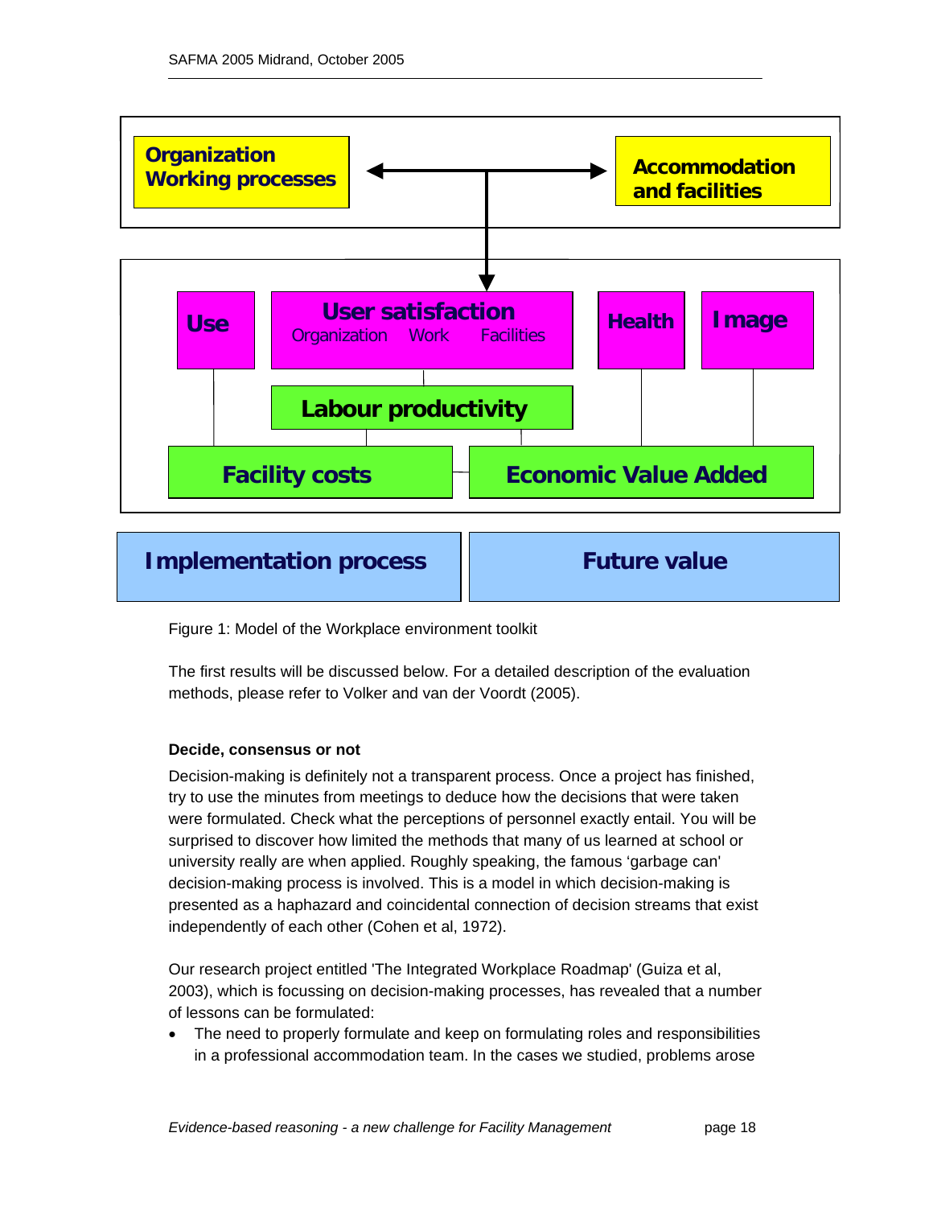Organization Working processes

Accommodation and facilities

Use

User satisfaction
Organization Work Facilities

Health

Image

Labour productivity

Facility costs

Economic Value Added

Implementation process

Future value

Figure 1: Model of the Workplace environment toolkit

The first results will be discussed below. For a detailed description of the evaluation methods, please refer to Volker and van der Voordt (2005).

**Decide, consensus or not**

Decision-making is definitely not a transparent process. Once a project has finished, try to use the minutes from meetings to deduce how the decisions that were taken were formulated. Check what the perceptions of personnel exactly entail. You will be surprised to discover how limited the methods that many of us learned at school or university really are when applied. Roughly speaking, the famous 'garbage can' decision-making process is involved. This is a model in which decision-making is presented as a haphazard and coincidental connection of decision streams that exist independently of each other (Cohen et al, 1972).

Our research project entitled 'The Integrated Workplace Roadmap' (Guiza et al, 2003), which is focussing on decision-making processes, has revealed that a number of lessons can be formulated:

- The need to properly formulate and keep on formulating roles and responsibilities in a professional accommodation team. In the cases we studied, problems arose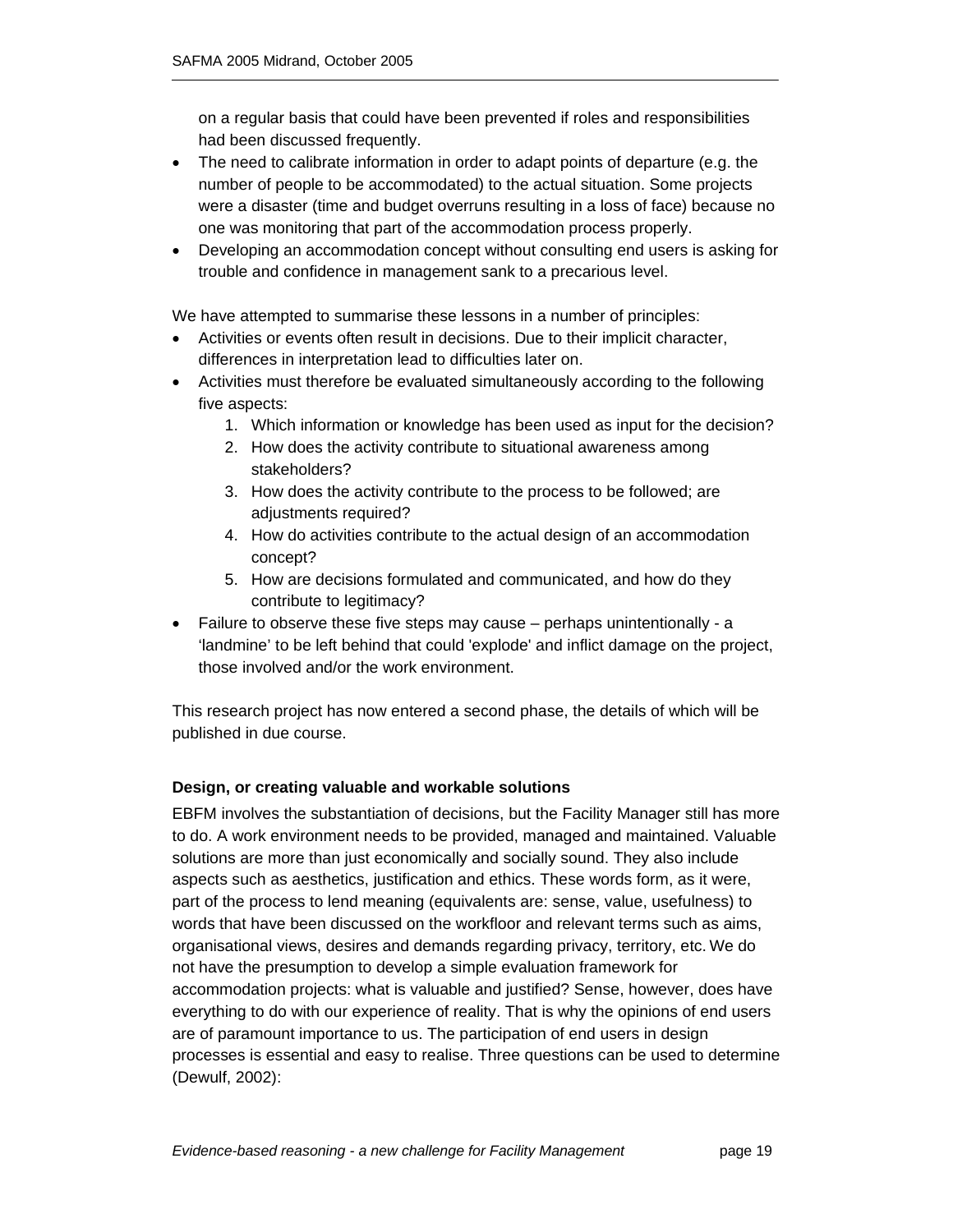on a regular basis that could have been prevented if roles and responsibilities had been discussed frequently.

- The need to calibrate information in order to adapt points of departure (e.g. the number of people to be accommodated) to the actual situation. Some projects were a disaster (time and budget overruns resulting in a loss of face) because no one was monitoring that part of the accommodation process properly.
- Developing an accommodation concept without consulting end users is asking for trouble and confidence in management sank to a precarious level.

We have attempted to summarise these lessons in a number of principles:

- Activities or events often result in decisions. Due to their implicit character, differences in interpretation lead to difficulties later on.
- Activities must therefore be evaluated simultaneously according to the following five aspects:
  1. Which information or knowledge has been used as input for the decision?
  2. How does the activity contribute to situational awareness among stakeholders?
  3. How does the activity contribute to the process to be followed; are adjustments required?
  4. How do activities contribute to the actual design of an accommodation concept?
  5. How are decisions formulated and communicated, and how do they contribute to legitimacy?
- Failure to observe these five steps may cause – perhaps unintentionally - a 'landmine' to be left behind that could 'explode' and inflict damage on the project, those involved and/or the work environment.

This research project has now entered a second phase, the details of which will be published in due course.

**Design, or creating valuable and workable solutions**

EBFM involves the substantiation of decisions, but the Facility Manager still has more to do. A work environment needs to be provided, managed and maintained. Valuable solutions are more than just economically and socially sound. They also include aspects such as aesthetics, justification and ethics. These words form, as it were, part of the process to lend meaning (equivalents are: sense, value, usefulness) to words that have been discussed on the workfloor and relevant terms such as aims, organisational views, desires and demands regarding privacy, territory, etc. We do not have the presumption to develop a simple evaluation framework for accommodation projects: what is valuable and justified? Sense, however, does have everything to do with our experience of reality. That is why the opinions of end users are of paramount importance to us. The participation of end users in design processes is essential and easy to realise. Three questions can be used to determine (Dewulf, 2002):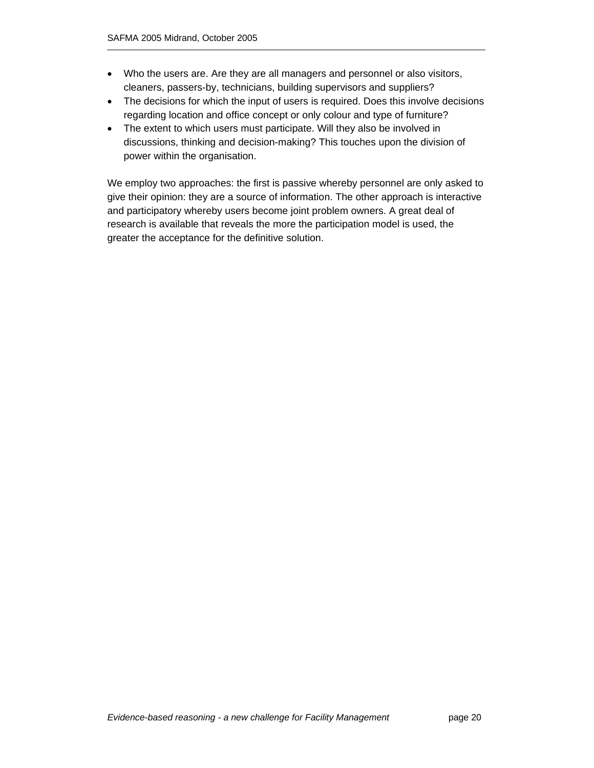- Who the users are. Are they are all managers and personnel or also visitors, cleaners, passers-by, technicians, building supervisors and suppliers?
- The decisions for which the input of users is required. Does this involve decisions regarding location and office concept or only colour and type of furniture?
- The extent to which users must participate. Will they also be involved in discussions, thinking and decision-making? This touches upon the division of power within the organisation.

We employ two approaches: the first is passive whereby personnel are only asked to give their opinion: they are a source of information. The other approach is interactive and participatory whereby users become joint problem owners. A great deal of research is available that reveals the more the participation model is used, the greater the acceptance for the definitive solution.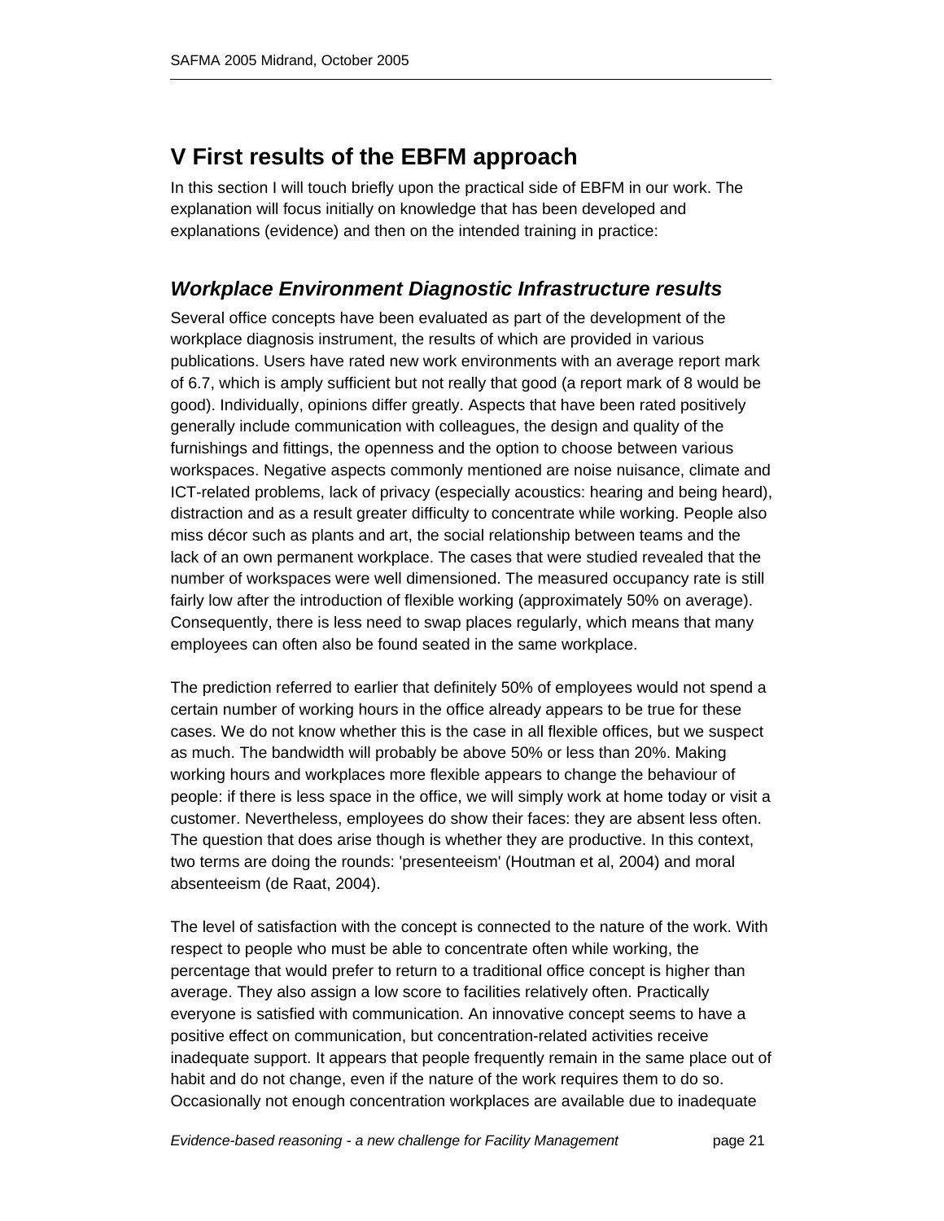# V First results of the EBFM approach

In this section I will touch briefly upon the practical side of EBFM in our work. The explanation will focus initially on knowledge that has been developed and explanations (evidence) and then on the intended training in practice:

## *Workplace Environment Diagnostic Infrastructure results*

Several office concepts have been evaluated as part of the development of the workplace diagnosis instrument, the results of which are provided in various publications. Users have rated new work environments with an average report mark of 6.7, which is amply sufficient but not really that good (a report mark of 8 would be good). Individually, opinions differ greatly. Aspects that have been rated positively generally include communication with colleagues, the design and quality of the furnishings and fittings, the openness and the option to choose between various workspaces. Negative aspects commonly mentioned are noise nuisance, climate and ICT-related problems, lack of privacy (especially acoustics: hearing and being heard), distraction and as a result greater difficulty to concentrate while working. People also miss décor such as plants and art, the social relationship between teams and the lack of an own permanent workplace. The cases that were studied revealed that the number of workspaces were well dimensioned. The measured occupancy rate is still fairly low after the introduction of flexible working (approximately 50% on average). Consequently, there is less need to swap places regularly, which means that many employees can often also be found seated in the same workplace.

The prediction referred to earlier that definitely 50% of employees would not spend a certain number of working hours in the office already appears to be true for these cases. We do not know whether this is the case in all flexible offices, but we suspect as much. The bandwidth will probably be above 50% or less than 20%. Making working hours and workplaces more flexible appears to change the behaviour of people: if there is less space in the office, we will simply work at home today or visit a customer. Nevertheless, employees do show their faces: they are absent less often. The question that does arise though is whether they are productive. In this context, two terms are doing the rounds: 'presenteeism' (Houtman et al, 2004) and moral absenteeism (de Raat, 2004).

The level of satisfaction with the concept is connected to the nature of the work. With respect to people who must be able to concentrate often while working, the percentage that would prefer to return to a traditional office concept is higher than average. They also assign a low score to facilities relatively often. Practically everyone is satisfied with communication. An innovative concept seems to have a positive effect on communication, but concentration-related activities receive inadequate support. It appears that people frequently remain in the same place out of habit and do not change, even if the nature of the work requires them to do so. Occasionally not enough concentration workplaces are available due to inadequate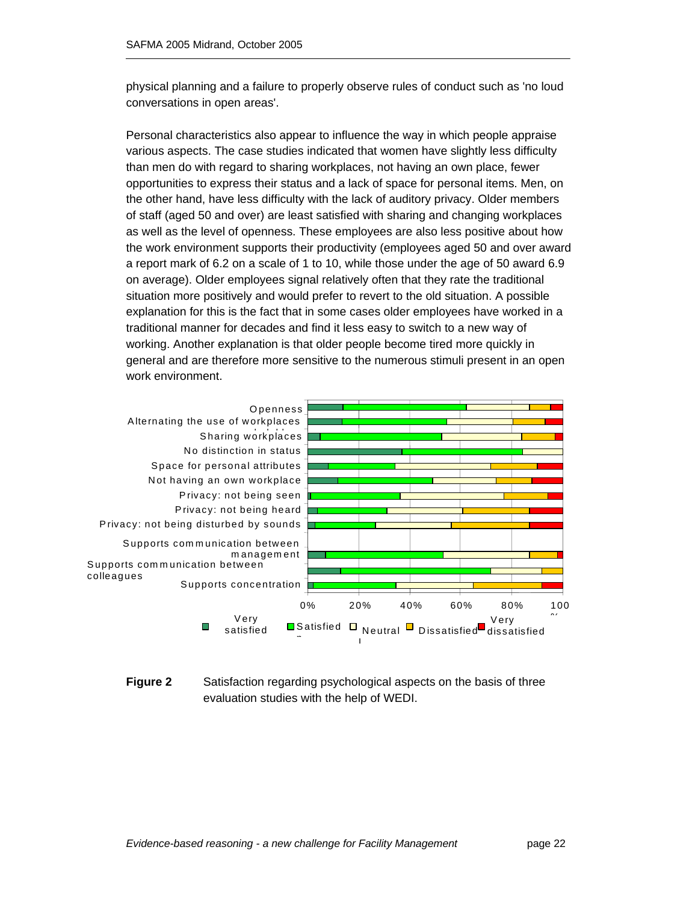physical planning and a failure to properly observe rules of conduct such as 'no loud conversations in open areas'.

Personal characteristics also appear to influence the way in which people appraise various aspects. The case studies indicated that women have slightly less difficulty than men do with regard to sharing workplaces, not having an own place, fewer opportunities to express their status and a lack of space for personal items. Men, on the other hand, have less difficulty with the lack of auditory privacy. Older members of staff (aged 50 and over) are least satisfied with sharing and changing workplaces as well as the level of openness. These employees are also less positive about how the work environment supports their productivity (employees aged 50 and over award a report mark of 6.2 on a scale of 1 to 10, while those under the age of 50 award 6.9 on average). Older employees signal relatively often that they rate the traditional situation more positively and would prefer to revert to the old situation. A possible explanation for this is the fact that in some cases older employees have worked in a traditional manner for decades and find it less easy to switch to a new way of working. Another explanation is that older people become tired more quickly in general and are therefore more sensitive to the numerous stimuli present in an open work environment.

Openness
Alternating the use of workplaces
Sharing workplaces
No distinction in status
Space for personal attributes
Not having an own workplace
Privacy: not being seen
Privacy: not being heard
Privacy: not being disturbed by sounds
Supports communication between management
Supports communication between colleagues
Supports concentration

0% 20% 40% 60% 80% 100%

Very satisfied | Satisfied | Neutral | Dissatisfied | Very dissatisfied

**Figure 2** Satisfaction regarding psychological aspects on the basis of three evaluation studies with the help of WEDI.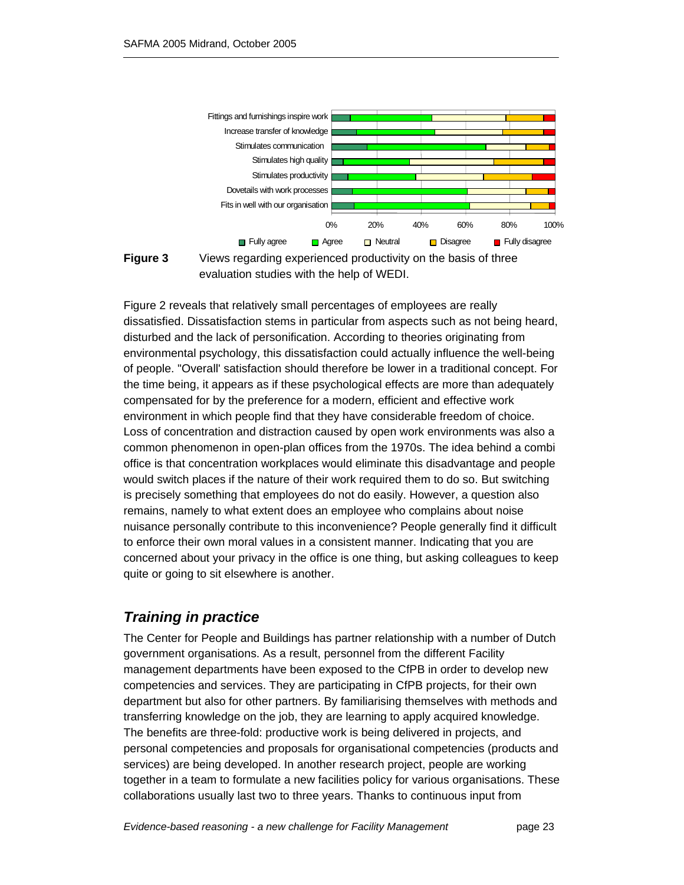Figure 3 Views regarding experienced productivity on the basis of three evaluation studies with the help of WEDI.

Figure 2 reveals that relatively small percentages of employees are really dissatisfied. Dissatisfaction stems in particular from aspects such as not being heard, disturbed and the lack of personification. According to theories originating from environmental psychology, this dissatisfaction could actually influence the well-being of people. "Overall' satisfaction should therefore be lower in a traditional concept. For the time being, it appears as if these psychological effects are more than adequately compensated for by the preference for a modern, efficient and effective work environment in which people find that they have considerable freedom of choice. Loss of concentration and distraction caused by open work environments was also a common phenomenon in open-plan offices from the 1970s. The idea behind a combi office is that concentration workplaces would eliminate this disadvantage and people would switch places if the nature of their work required them to do so. But switching is precisely something that employees do not do easily. However, a question also remains, namely to what extent does an employee who complains about noise nuisance personally contribute to this inconvenience? People generally find it difficult to enforce their own moral values in a consistent manner. Indicating that you are concerned about your privacy in the office is one thing, but asking colleagues to keep quite or going to sit elsewhere is another.

## *Training in practice*

The Center for People and Buildings has partner relationship with a number of Dutch government organisations. As a result, personnel from the different Facility management departments have been exposed to the CfPB in order to develop new competencies and services. They are participating in CfPB projects, for their own department but also for other partners. By familiarising themselves with methods and transferring knowledge on the job, they are learning to apply acquired knowledge. The benefits are three-fold: productive work is being delivered in projects, and personal competencies and proposals for organisational competencies (products and services) are being developed. In another research project, people are working together in a team to formulate a new facilities policy for various organisations. These collaborations usually last two to three years. Thanks to continuous input from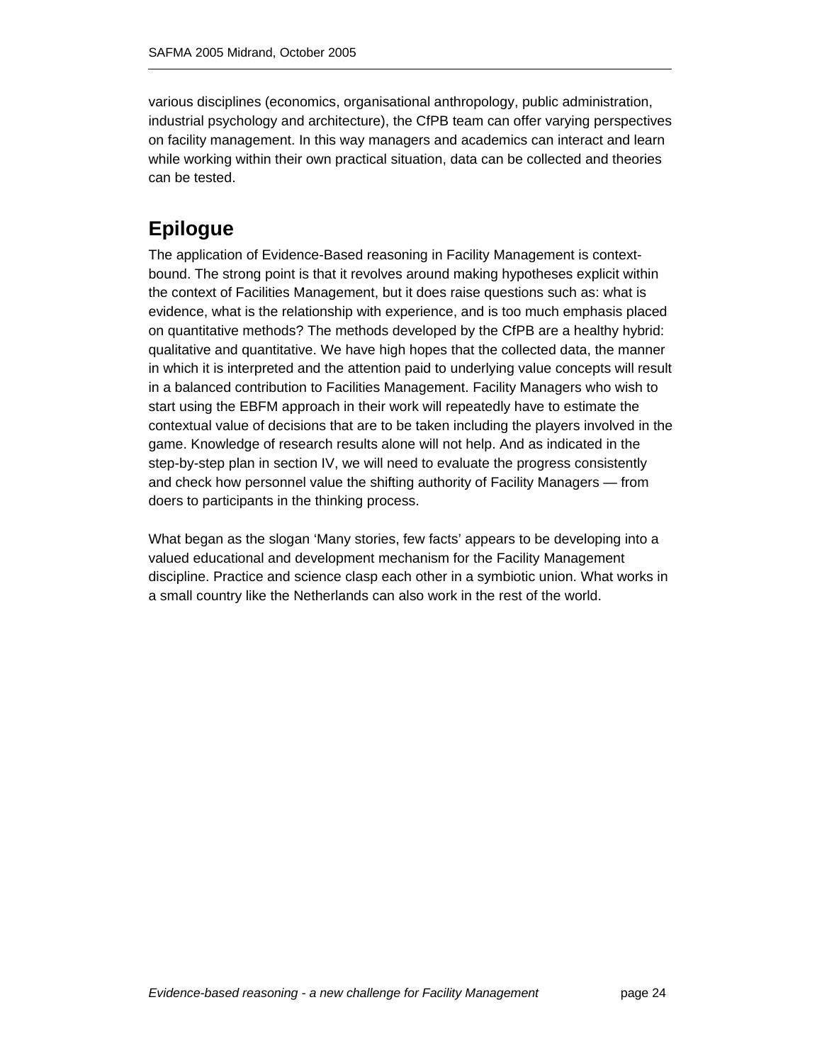various disciplines (economics, organisational anthropology, public administration, industrial psychology and architecture), the CfPB team can offer varying perspectives on facility management. In this way managers and academics can interact and learn while working within their own practical situation, data can be collected and theories can be tested.

## Epilogue

The application of Evidence-Based reasoning in Facility Management is context-bound. The strong point is that it revolves around making hypotheses explicit within the context of Facilities Management, but it does raise questions such as: what is evidence, what is the relationship with experience, and is too much emphasis placed on quantitative methods? The methods developed by the CfPB are a healthy hybrid: qualitative and quantitative. We have high hopes that the collected data, the manner in which it is interpreted and the attention paid to underlying value concepts will result in a balanced contribution to Facilities Management. Facility Managers who wish to start using the EBFM approach in their work will repeatedly have to estimate the contextual value of decisions that are to be taken including the players involved in the game. Knowledge of research results alone will not help. And as indicated in the step-by-step plan in section IV, we will need to evaluate the progress consistently and check how personnel value the shifting authority of Facility Managers — from doers to participants in the thinking process.

What began as the slogan 'Many stories, few facts' appears to be developing into a valued educational and development mechanism for the Facility Management discipline. Practice and science clasp each other in a symbiotic union. What works in a small country like the Netherlands can also work in the rest of the world.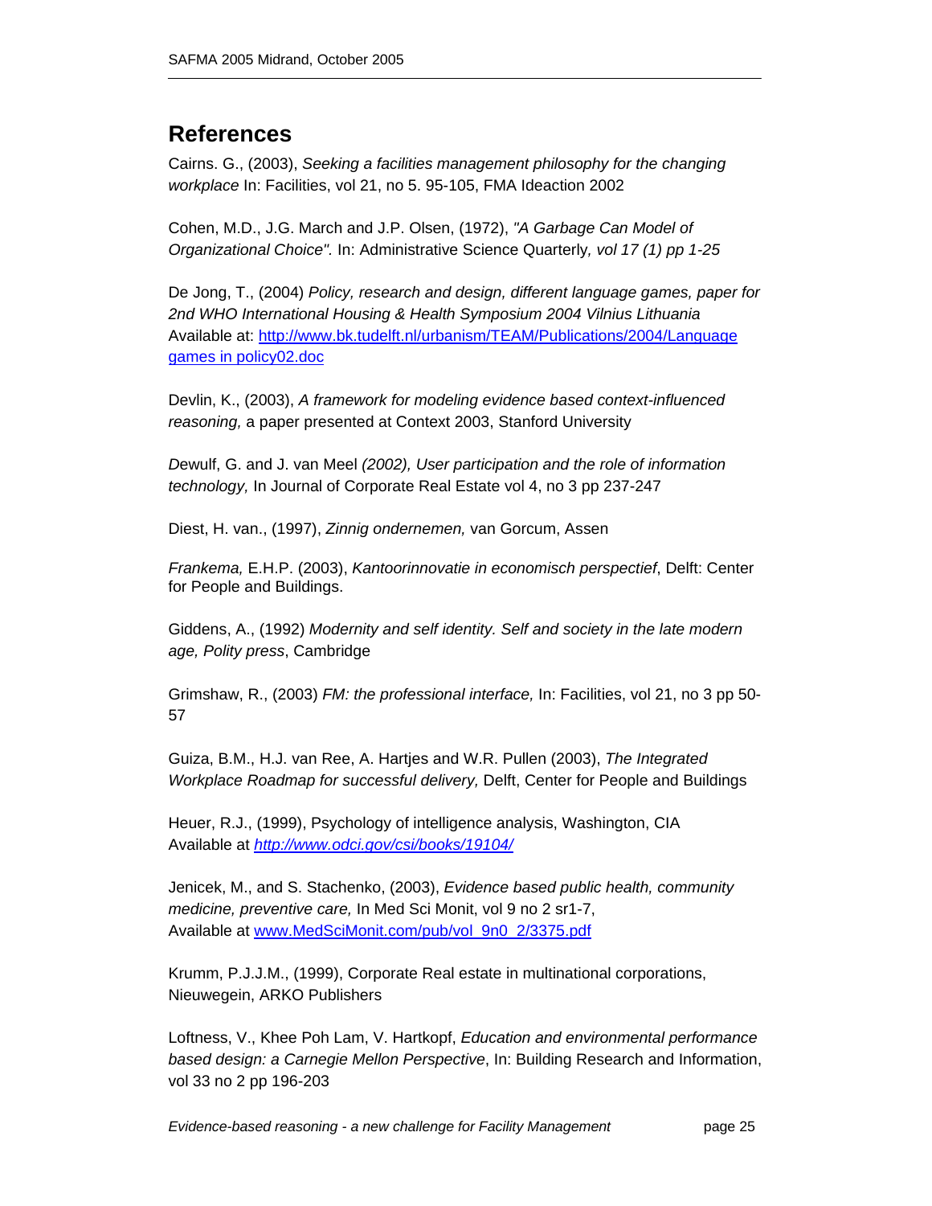## References

Cairns. G., (2003), *Seeking a facilities management philosophy for the changing workplace* In: Facilities, vol 21, no 5. 95-105, FMA Ideaction 2002

Cohen, M.D., J.G. March and J.P. Olsen, (1972), *"A Garbage Can Model of Organizational Choice".* In: Administrative Science Quarterly*, vol 17 (1) pp 1-25*

De Jong, T., (2004) *Policy, research and design, different language games, paper for 2nd WHO International Housing & Health Symposium 2004 Vilnius Lithuania* Available at: [http://www.bk.tudelft.nl/urbanism/TEAM/Publications/2004/Language games in policy02.doc](http://www.bk.tudelft.nl/urbanism/TEAM/Publications/2004/Language games in policy02.doc)

Devlin, K., (2003), *A framework for modeling evidence based context-influenced reasoning,* a paper presented at Context 2003, Stanford University

*D*ewulf, G. and J. van Meel *(2002), User participation and the role of information technology,* In Journal of Corporate Real Estate vol 4, no 3 pp 237-247

Diest, H. van., (1997), *Zinnig ondernemen,* van Gorcum, Assen

*Frankema,* E.H.P. (2003), *Kantoorinnovatie in economisch perspectief*, Delft: Center for People and Buildings.

Giddens, A., (1992) *Modernity and self identity. Self and society in the late modern age, Polity press*, Cambridge

Grimshaw, R., (2003) *FM: the professional interface,* In: Facilities, vol 21, no 3 pp 50-57

Guiza, B.M., H.J. van Ree, A. Hartjes and W.R. Pullen (2003), *The Integrated Workplace Roadmap for successful delivery,* Delft, Center for People and Buildings

Heuer, R.J., (1999), Psychology of intelligence analysis, Washington, CIA Available at *[http://www.odci.gov/csi/books/19104/](http://www.odci.gov/csi/books/19104/)*

Jenicek, M., and S. Stachenko, (2003), *Evidence based public health, community medicine, preventive care,* In Med Sci Monit, vol 9 no 2 sr1-7, Available at [www.MedSciMonit.com/pub/vol_9n0_2/3375.pdf](www.MedSciMonit.com/pub/vol_9n0_2/3375.pdf)

Krumm, P.J.J.M., (1999), Corporate Real estate in multinational corporations, Nieuwegein, ARKO Publishers

Loftness, V., Khee Poh Lam, V. Hartkopf, *Education and environmental performance based design: a Carnegie Mellon Perspective*, In: Building Research and Information, vol 33 no 2 pp 196-203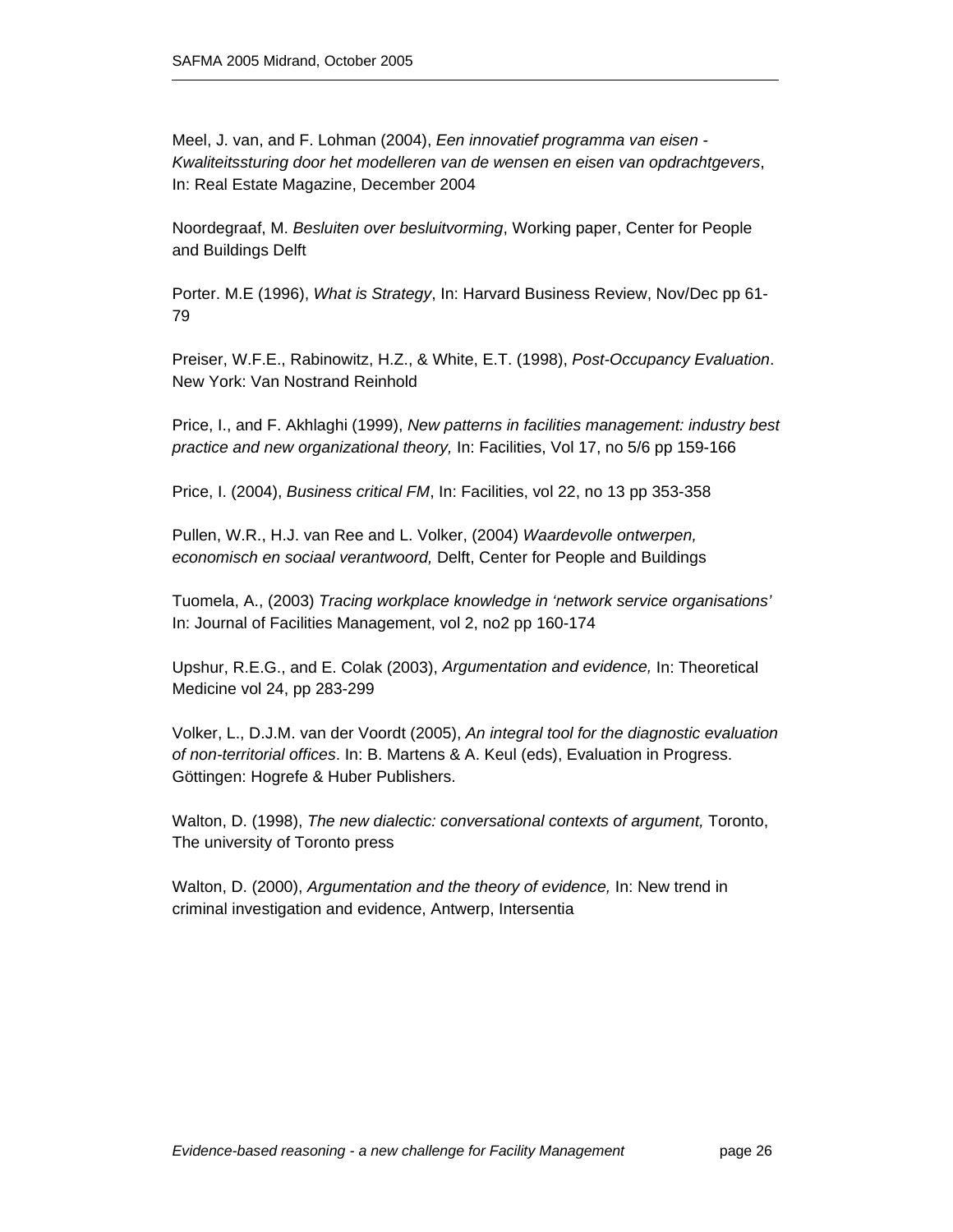Meel, J. van, and F. Lohman (2004), *Een innovatief programma van eisen - Kwaliteitssturing door het modelleren van de wensen en eisen van opdrachtgevers*, In: Real Estate Magazine, December 2004

Noordegraaf, M. *Besluiten over besluitvorming*, Working paper, Center for People and Buildings Delft

Porter. M.E (1996), *What is Strategy*, In: Harvard Business Review, Nov/Dec pp 61-79

Preiser, W.F.E., Rabinowitz, H.Z., & White, E.T. (1998), *Post-Occupancy Evaluation*. New York: Van Nostrand Reinhold

Price, I., and F. Akhlaghi (1999), *New patterns in facilities management: industry best practice and new organizational theory,* In: Facilities, Vol 17, no 5/6 pp 159-166

Price, I. (2004), *Business critical FM*, In: Facilities, vol 22, no 13 pp 353-358

Pullen, W.R., H.J. van Ree and L. Volker, (2004) *Waardevolle ontwerpen, economisch en sociaal verantwoord,* Delft, Center for People and Buildings

Tuomela, A., (2003) *Tracing workplace knowledge in 'network service organisations'* In: Journal of Facilities Management, vol 2, no2 pp 160-174

Upshur, R.E.G., and E. Colak (2003), *Argumentation and evidence,* In: Theoretical Medicine vol 24, pp 283-299

Volker, L., D.J.M. van der Voordt (2005), *An integral tool for the diagnostic evaluation of non-territorial offices*. In: B. Martens & A. Keul (eds), Evaluation in Progress. Göttingen: Hogrefe & Huber Publishers.

Walton, D. (1998), *The new dialectic: conversational contexts of argument,* Toronto, The university of Toronto press

Walton, D. (2000), *Argumentation and the theory of evidence,* In: New trend in criminal investigation and evidence, Antwerp, Intersentia